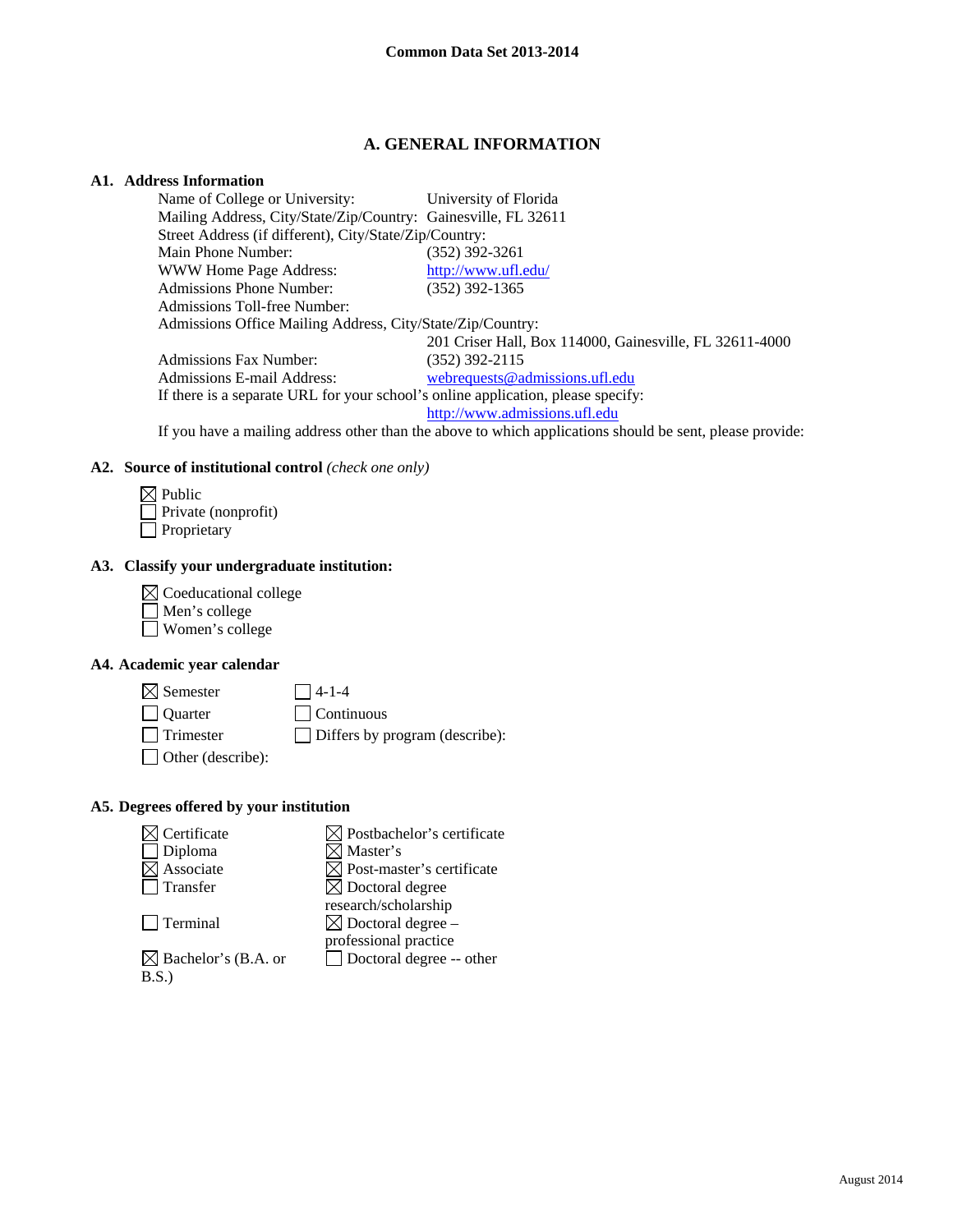**Common Data Set 2013-2014**

## A. GENERAL INFORMATION

### A1. Address Information

Name of College or University: University of Florida
Mailing Address, City/State/Zip/Country: Gainesville, FL 32611
Street Address (if different), City/State/Zip/Country:
Main Phone Number: (352) 392-3261
WWW Home Page Address: http://www.ufl.edu/
Admissions Phone Number: (352) 392-1365
Admissions Toll-free Number:
Admissions Office Mailing Address, City/State/Zip/Country:
201 Criser Hall, Box 114000, Gainesville, FL 32611-4000
Admissions Fax Number: (352) 392-2115
Admissions E-mail Address: webrequests@admissions.ufl.edu
If there is a separate URL for your school's online application, please specify:
http://www.admissions.ufl.edu
If you have a mailing address other than the above to which applications should be sent, please provide:

### A2. Source of institutional control *(check one only)*

- ☒ Public
- ☐ Private (nonprofit)
- ☐ Proprietary

### A3. Classify your undergraduate institution:

- ☒ Coeducational college
- ☐ Men's college
- ☐ Women's college

### A4. Academic year calendar

- ☒ Semester
- ☐ Quarter
- ☐ Trimester
- ☐ Other (describe):
- ☐ 4-1-4
- ☐ Continuous
- ☐ Differs by program (describe):

### A5. Degrees offered by your institution

- ☒ Certificate
- ☐ Diploma
- ☒ Associate
- ☐ Transfer
- ☐ Terminal
- ☒ Bachelor's (B.A. or B.S.)
- ☒ Postbachelor's certificate
- ☒ Master's
- ☒ Post-master's certificate
- ☒ Doctoral degree research/scholarship
- ☒ Doctoral degree – professional practice
- ☐ Doctoral degree -- other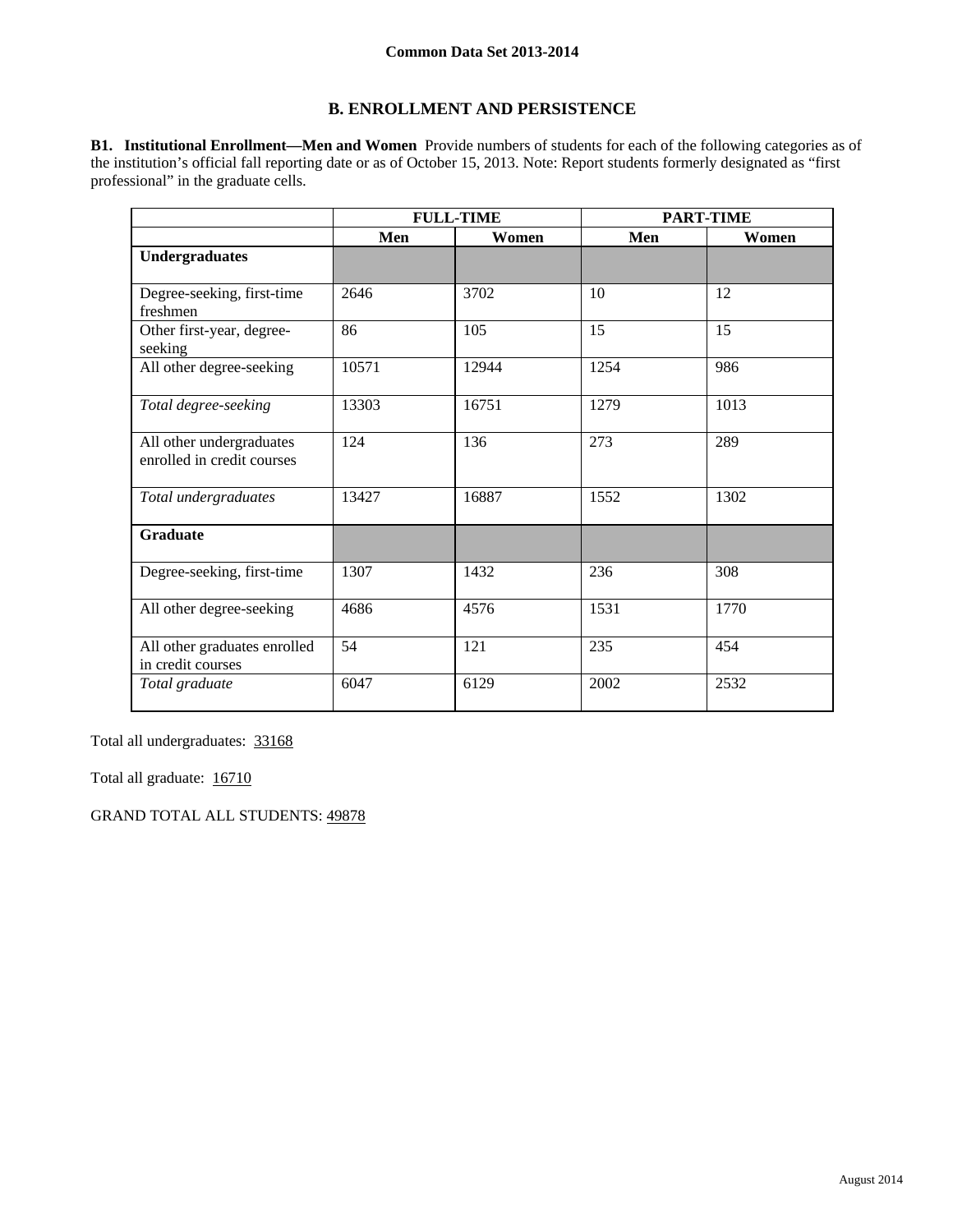# B. ENROLLMENT AND PERSISTENCE

**B1. Institutional Enrollment—Men and Women** Provide numbers of students for each of the following categories as of the institution's official fall reporting date or as of October 15, 2013. Note: Report students formerly designated as "first professional" in the graduate cells.

| | FULL-TIME | | PART-TIME | |
|---|---|---|---|---|
| | **Men** | **Women** | **Men** | **Women** |
| **Undergraduates** | | | | |
| Degree-seeking, first-time freshmen | 2646 | 3702 | 10 | 12 |
| Other first-year, degree-seeking | 86 | 105 | 15 | 15 |
| All other degree-seeking | 10571 | 12944 | 1254 | 986 |
| *Total degree-seeking* | 13303 | 16751 | 1279 | 1013 |
| All other undergraduates enrolled in credit courses | 124 | 136 | 273 | 289 |
| *Total undergraduates* | 13427 | 16887 | 1552 | 1302 |
| **Graduate** | | | | |
| Degree-seeking, first-time | 1307 | 1432 | 236 | 308 |
| All other degree-seeking | 4686 | 4576 | 1531 | 1770 |
| All other graduates enrolled in credit courses | 54 | 121 | 235 | 454 |
| *Total graduate* | 6047 | 6129 | 2002 | 2532 |

Total all undergraduates: 33168

Total all graduate: 16710

GRAND TOTAL ALL STUDENTS: 49878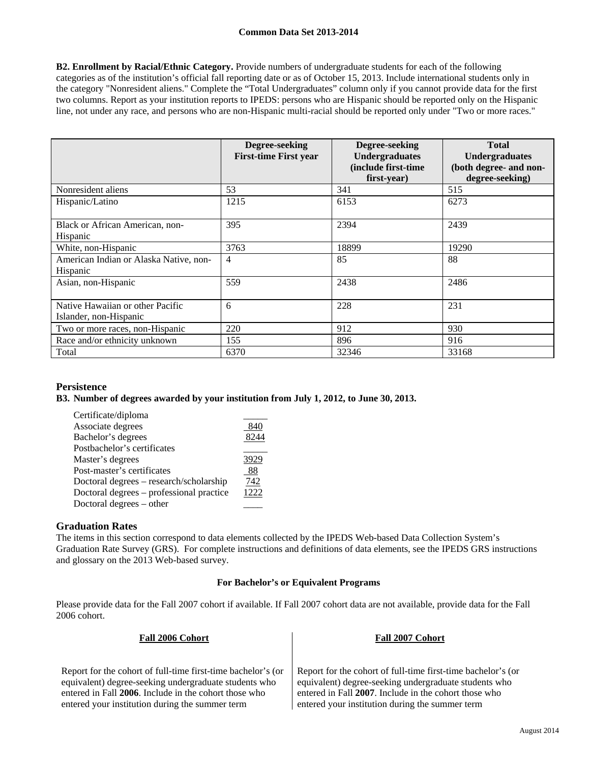**B2. Enrollment by Racial/Ethnic Category.** Provide numbers of undergraduate students for each of the following categories as of the institution's official fall reporting date or as of October 15, 2013. Include international students only in the category "Nonresident aliens." Complete the "Total Undergraduates" column only if you cannot provide data for the first two columns. Report as your institution reports to IPEDS: persons who are Hispanic should be reported only on the Hispanic line, not under any race, and persons who are non-Hispanic multi-racial should be reported only under "Two or more races."

| | Degree-seeking First-time First year | Degree-seeking Undergraduates (include first-time first-year) | Total Undergraduates (both degree- and non-degree-seeking) |
|---|---|---|---|
| Nonresident aliens | 53 | 341 | 515 |
| Hispanic/Latino | 1215 | 6153 | 6273 |
| Black or African American, non-Hispanic | 395 | 2394 | 2439 |
| White, non-Hispanic | 3763 | 18899 | 19290 |
| American Indian or Alaska Native, non-Hispanic | 4 | 85 | 88 |
| Asian, non-Hispanic | 559 | 2438 | 2486 |
| Native Hawaiian or other Pacific Islander, non-Hispanic | 6 | 228 | 231 |
| Two or more races, non-Hispanic | 220 | 912 | 930 |
| Race and/or ethnicity unknown | 155 | 896 | 916 |
| Total | 6370 | 32346 | 33168 |

## Persistence

**B3. Number of degrees awarded by your institution from July 1, 2012, to June 30, 2013.**

| | |
|---|---|
| Certificate/diploma | _____ |
| Associate degrees | 840 |
| Bachelor's degrees | 8244 |
| Postbachelor's certificates | _____ |
| Master's degrees | 3929 |
| Post-master's certificates | 88 |
| Doctoral degrees – research/scholarship | 742 |
| Doctoral degrees – professional practice | 1222 |
| Doctoral degrees – other | _____ |

## Graduation Rates

The items in this section correspond to data elements collected by the IPEDS Web-based Data Collection System's Graduation Rate Survey (GRS). For complete instructions and definitions of data elements, see the IPEDS GRS instructions and glossary on the 2013 Web-based survey.

**For Bachelor's or Equivalent Programs**

Please provide data for the Fall 2007 cohort if available. If Fall 2007 cohort data are not available, provide data for the Fall 2006 cohort.

| Fall 2006 Cohort | Fall 2007 Cohort |
|---|---|
| Report for the cohort of full-time first-time bachelor's (or equivalent) degree-seeking undergraduate students who entered in Fall **2006**. Include in the cohort those who entered your institution during the summer term | Report for the cohort of full-time first-time bachelor's (or equivalent) degree-seeking undergraduate students who entered in Fall **2007**. Include in the cohort those who entered your institution during the summer term |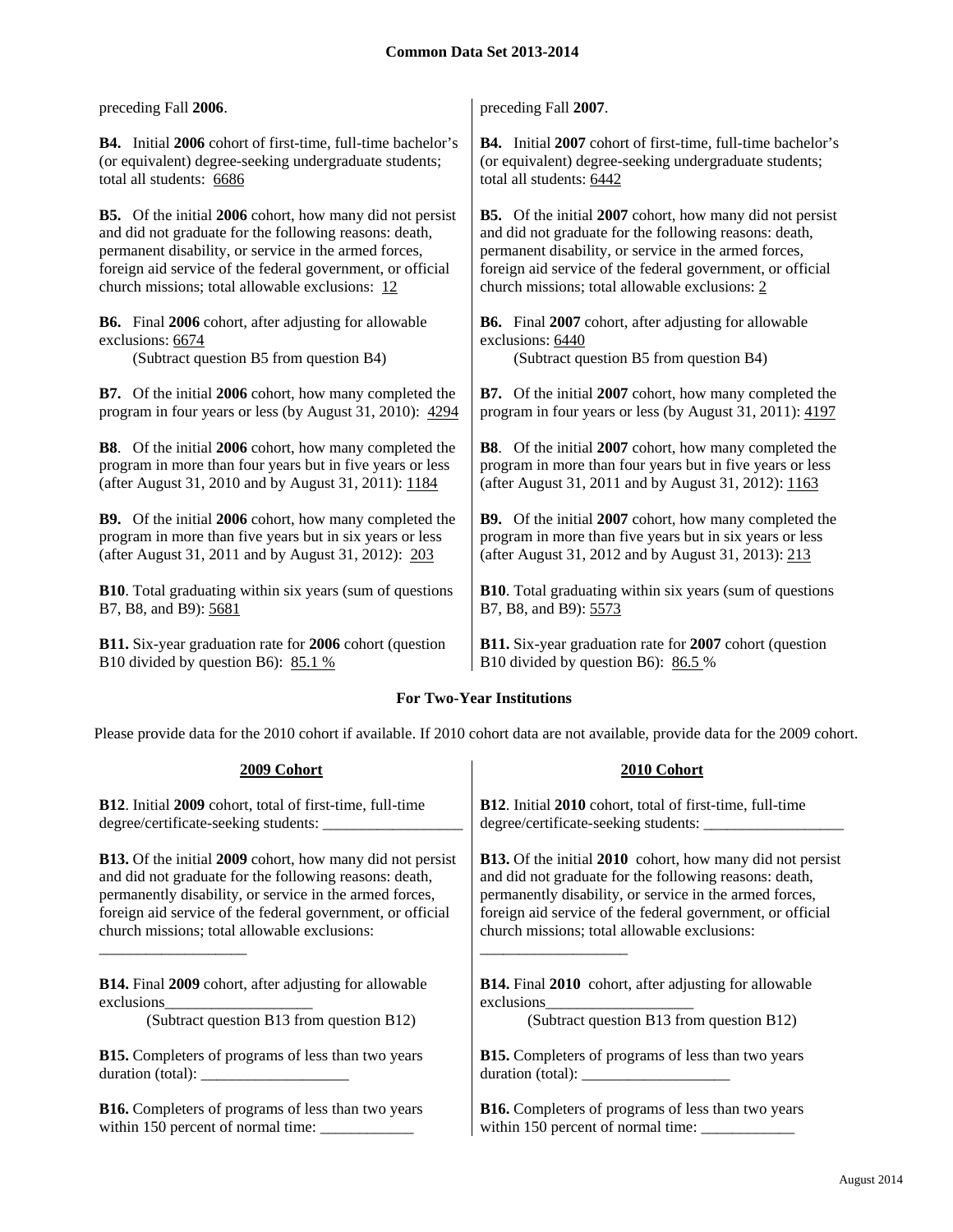preceding Fall **2006**.

**B4.** Initial **2006** cohort of first-time, full-time bachelor's (or equivalent) degree-seeking undergraduate students; total all students: 6686

**B5.** Of the initial **2006** cohort, how many did not persist and did not graduate for the following reasons: death, permanent disability, or service in the armed forces, foreign aid service of the federal government, or official church missions; total allowable exclusions: 12

**B6.** Final **2006** cohort, after adjusting for allowable exclusions: 6674
(Subtract question B5 from question B4)

**B7.** Of the initial **2006** cohort, how many completed the program in four years or less (by August 31, 2010): 4294

**B8**. Of the initial **2006** cohort, how many completed the program in more than four years but in five years or less (after August 31, 2010 and by August 31, 2011): 1184

**B9.** Of the initial **2006** cohort, how many completed the program in more than five years but in six years or less (after August 31, 2011 and by August 31, 2012): 203

**B10**. Total graduating within six years (sum of questions B7, B8, and B9): 5681

**B11.** Six-year graduation rate for **2006** cohort (question B10 divided by question B6): 85.1 %

preceding Fall **2007**.

**B4.** Initial **2007** cohort of first-time, full-time bachelor's (or equivalent) degree-seeking undergraduate students; total all students: 6442

**B5.** Of the initial **2007** cohort, how many did not persist and did not graduate for the following reasons: death, permanent disability, or service in the armed forces, foreign aid service of the federal government, or official church missions; total allowable exclusions: 2

**B6.** Final **2007** cohort, after adjusting for allowable exclusions: 6440
(Subtract question B5 from question B4)

**B7.** Of the initial **2007** cohort, how many completed the program in four years or less (by August 31, 2011): 4197

**B8**. Of the initial **2007** cohort, how many completed the program in more than four years but in five years or less (after August 31, 2011 and by August 31, 2012): 1163

**B9.** Of the initial **2007** cohort, how many completed the program in more than five years but in six years or less (after August 31, 2012 and by August 31, 2013): 213

**B10**. Total graduating within six years (sum of questions B7, B8, and B9): 5573

**B11.** Six-year graduation rate for **2007** cohort (question B10 divided by question B6): 86.5 %

## For Two-Year Institutions

Please provide data for the 2010 cohort if available. If 2010 cohort data are not available, provide data for the 2009 cohort.

### 2009 Cohort

**B12**. Initial **2009** cohort, total of first-time, full-time degree/certificate-seeking students: ___________________

**B13.** Of the initial **2009** cohort, how many did not persist and did not graduate for the following reasons: death, permanently disability, or service in the armed forces, foreign aid service of the federal government, or official church missions; total allowable exclusions: ___________________

**B14.** Final **2009** cohort, after adjusting for allowable exclusions___________________
(Subtract question B13 from question B12)

**B15.** Completers of programs of less than two years duration (total): ___________________

**B16.** Completers of programs of less than two years within 150 percent of normal time: ____________

### 2010 Cohort

**B12**. Initial **2010** cohort, total of first-time, full-time degree/certificate-seeking students: ___________________

**B13.** Of the initial **2010** cohort, how many did not persist and did not graduate for the following reasons: death, permanently disability, or service in the armed forces, foreign aid service of the federal government, or official church missions; total allowable exclusions: ___________________

**B14.** Final **2010** cohort, after adjusting for allowable exclusions___________________
(Subtract question B13 from question B12)

**B15.** Completers of programs of less than two years duration (total): ___________________

**B16.** Completers of programs of less than two years within 150 percent of normal time: ____________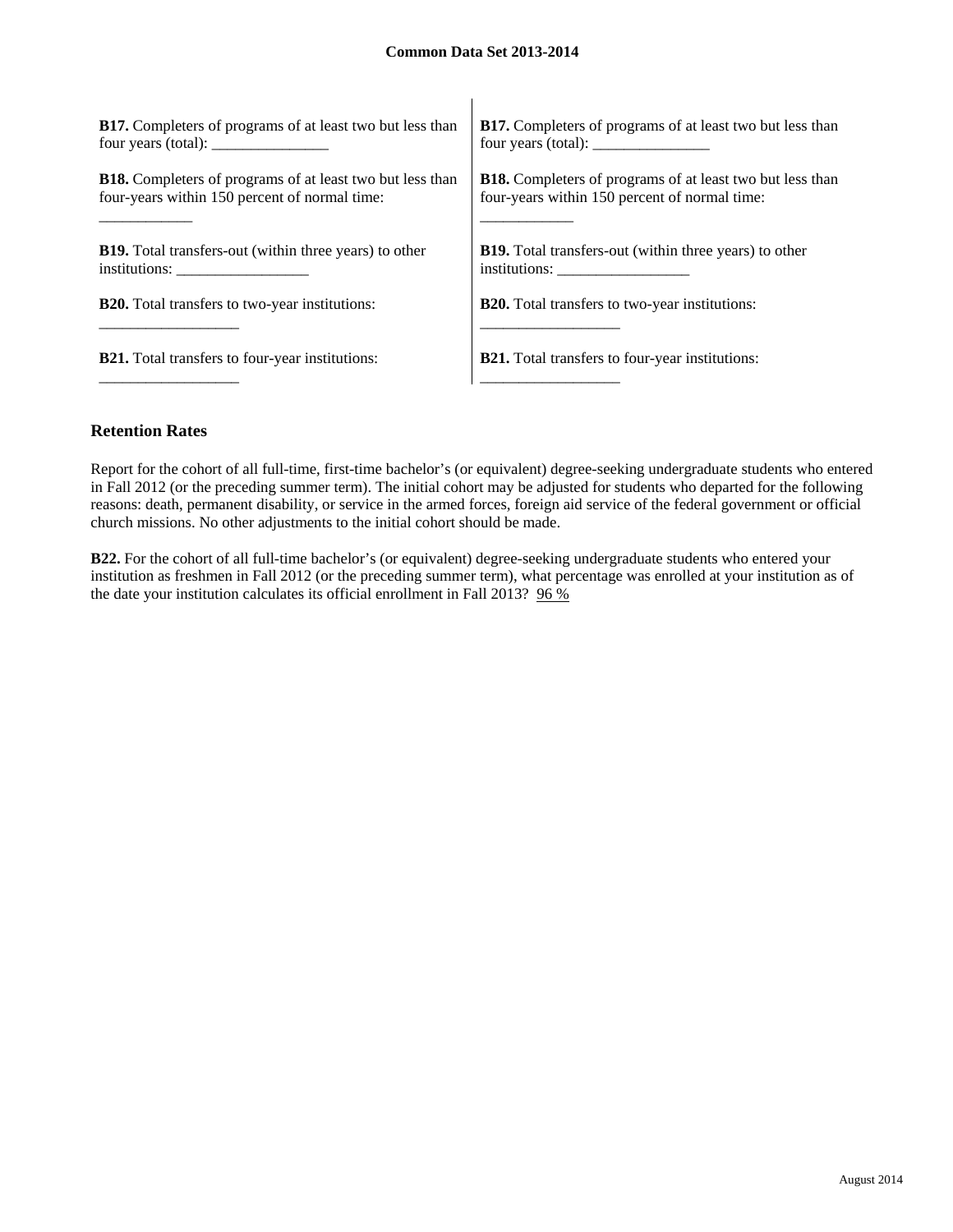**B17.** Completers of programs of at least two but less than four years (total): _______________

**B18.** Completers of programs of at least two but less than four-years within 150 percent of normal time: ____________

**B19.** Total transfers-out (within three years) to other institutions: _________________

**B20.** Total transfers to two-year institutions: __________________

**B21.** Total transfers to four-year institutions: __________________

**B17.** Completers of programs of at least two but less than four years (total): _______________

**B18.** Completers of programs of at least two but less than four-years within 150 percent of normal time: ____________

**B19.** Total transfers-out (within three years) to other institutions: _________________

**B20.** Total transfers to two-year institutions: __________________

**B21.** Total transfers to four-year institutions: __________________

## Retention Rates

Report for the cohort of all full-time, first-time bachelor's (or equivalent) degree-seeking undergraduate students who entered in Fall 2012 (or the preceding summer term). The initial cohort may be adjusted for students who departed for the following reasons: death, permanent disability, or service in the armed forces, foreign aid service of the federal government or official church missions. No other adjustments to the initial cohort should be made.

**B22.** For the cohort of all full-time bachelor's (or equivalent) degree-seeking undergraduate students who entered your institution as freshmen in Fall 2012 (or the preceding summer term), what percentage was enrolled at your institution as of the date your institution calculates its official enrollment in Fall 2013? 96 %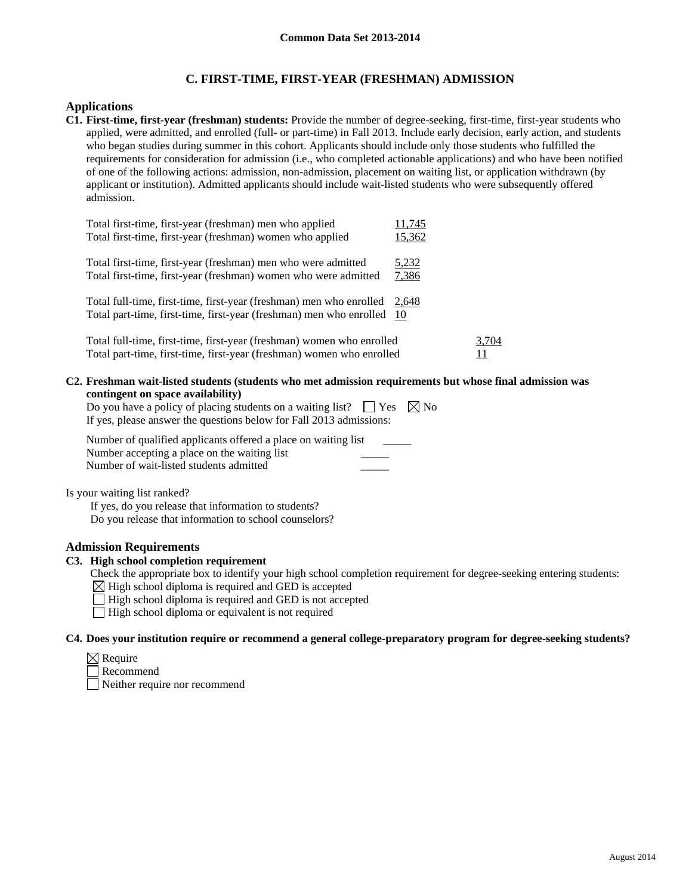## C. FIRST-TIME, FIRST-YEAR (FRESHMAN) ADMISSION

### Applications

**C1. First-time, first-year (freshman) students:** Provide the number of degree-seeking, first-time, first-year students who applied, were admitted, and enrolled (full- or part-time) in Fall 2013. Include early decision, early action, and students who began studies during summer in this cohort. Applicants should include only those students who fulfilled the requirements for consideration for admission (i.e., who completed actionable applications) and who have been notified of one of the following actions: admission, non-admission, placement on waiting list, or application withdrawn (by applicant or institution). Admitted applicants should include wait-listed students who were subsequently offered admission.

| | |
|---|---|
| Total first-time, first-year (freshman) men who applied | 11,745 |
| Total first-time, first-year (freshman) women who applied | 15,362 |
| Total first-time, first-year (freshman) men who were admitted | 5,232 |
| Total first-time, first-year (freshman) women who were admitted | 7,386 |
| Total full-time, first-time, first-year (freshman) men who enrolled | 2,648 |
| Total part-time, first-time, first-year (freshman) men who enrolled | 10 |
| Total full-time, first-time, first-year (freshman) women who enrolled | 3,704 |
| Total part-time, first-time, first-year (freshman) women who enrolled | 11 |

**C2. Freshman wait-listed students (students who met admission requirements but whose final admission was contingent on space availability)**

Do you have a policy of placing students on a waiting list? ☐ Yes ☒ No

If yes, please answer the questions below for Fall 2013 admissions:

Number of qualified applicants offered a place on waiting list _____
Number accepting a place on the waiting list _____
Number of wait-listed students admitted _____

Is your waiting list ranked?

If yes, do you release that information to students?

Do you release that information to school counselors?

### Admission Requirements

**C3. High school completion requirement**

Check the appropriate box to identify your high school completion requirement for degree-seeking entering students:

☒ High school diploma is required and GED is accepted
☐ High school diploma is required and GED is not accepted
☐ High school diploma or equivalent is not required

**C4. Does your institution require or recommend a general college-preparatory program for degree-seeking students?**

☒ Require
☐ Recommend
☐ Neither require nor recommend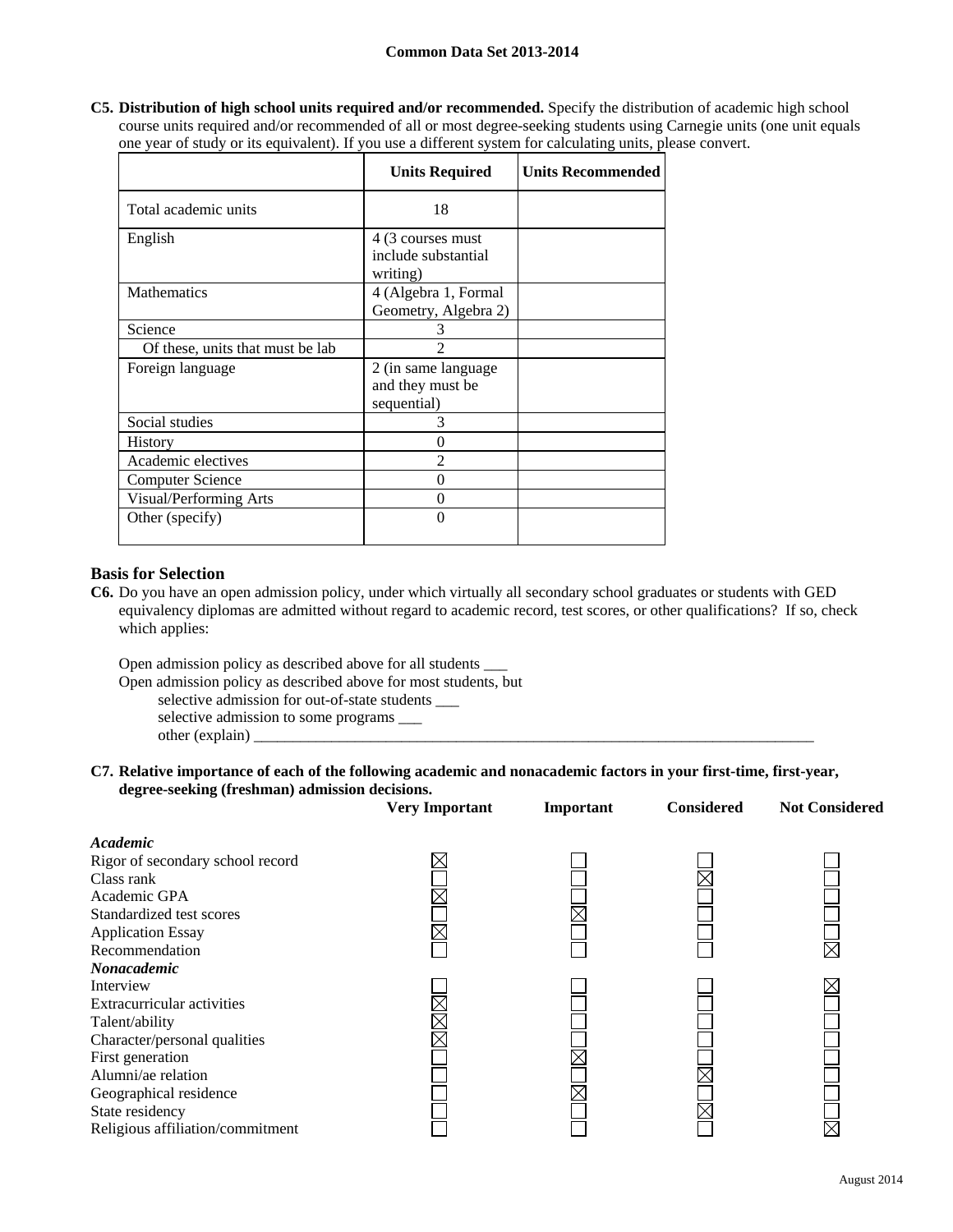**C5. Distribution of high school units required and/or recommended.** Specify the distribution of academic high school course units required and/or recommended of all or most degree-seeking students using Carnegie units (one unit equals one year of study or its equivalent). If you use a different system for calculating units, please convert.

| | Units Required | Units Recommended |
|---|---|---|
| Total academic units | 18 | |
| English | 4 (3 courses must include substantial writing) | |
| Mathematics | 4 (Algebra 1, Formal Geometry, Algebra 2) | |
| Science | 3 | |
| Of these, units that must be lab | 2 | |
| Foreign language | 2 (in same language and they must be sequential) | |
| Social studies | 3 | |
| History | 0 | |
| Academic electives | 2 | |
| Computer Science | 0 | |
| Visual/Performing Arts | 0 | |
| Other (specify) | 0 | |

## Basis for Selection

**C6.** Do you have an open admission policy, under which virtually all secondary school graduates or students with GED equivalency diplomas are admitted without regard to academic record, test scores, or other qualifications? If so, check which applies:

Open admission policy as described above for all students ___

Open admission policy as described above for most students, but

selective admission for out-of-state students ___

selective admission to some programs ___

other (explain) ___

**C7. Relative importance of each of the following academic and nonacademic factors in your first-time, first-year, degree-seeking (freshman) admission decisions.**

| | Very Important | Important | Considered | Not Considered |
|---|---|---|---|---|
| ***Academic*** | | | | |
| Rigor of secondary school record | X | | | |
| Class rank | | | X | |
| Academic GPA | X | | | |
| Standardized test scores | | X | | |
| Application Essay | X | | | |
| Recommendation | | | | X |
| ***Nonacademic*** | | | | |
| Interview | | | | X |
| Extracurricular activities | X | | | |
| Talent/ability | X | | | |
| Character/personal qualities | X | | | |
| First generation | | X | | |
| Alumni/ae relation | | | X | |
| Geographical residence | | X | | |
| State residency | | | X | |
| Religious affiliation/commitment | | | | X |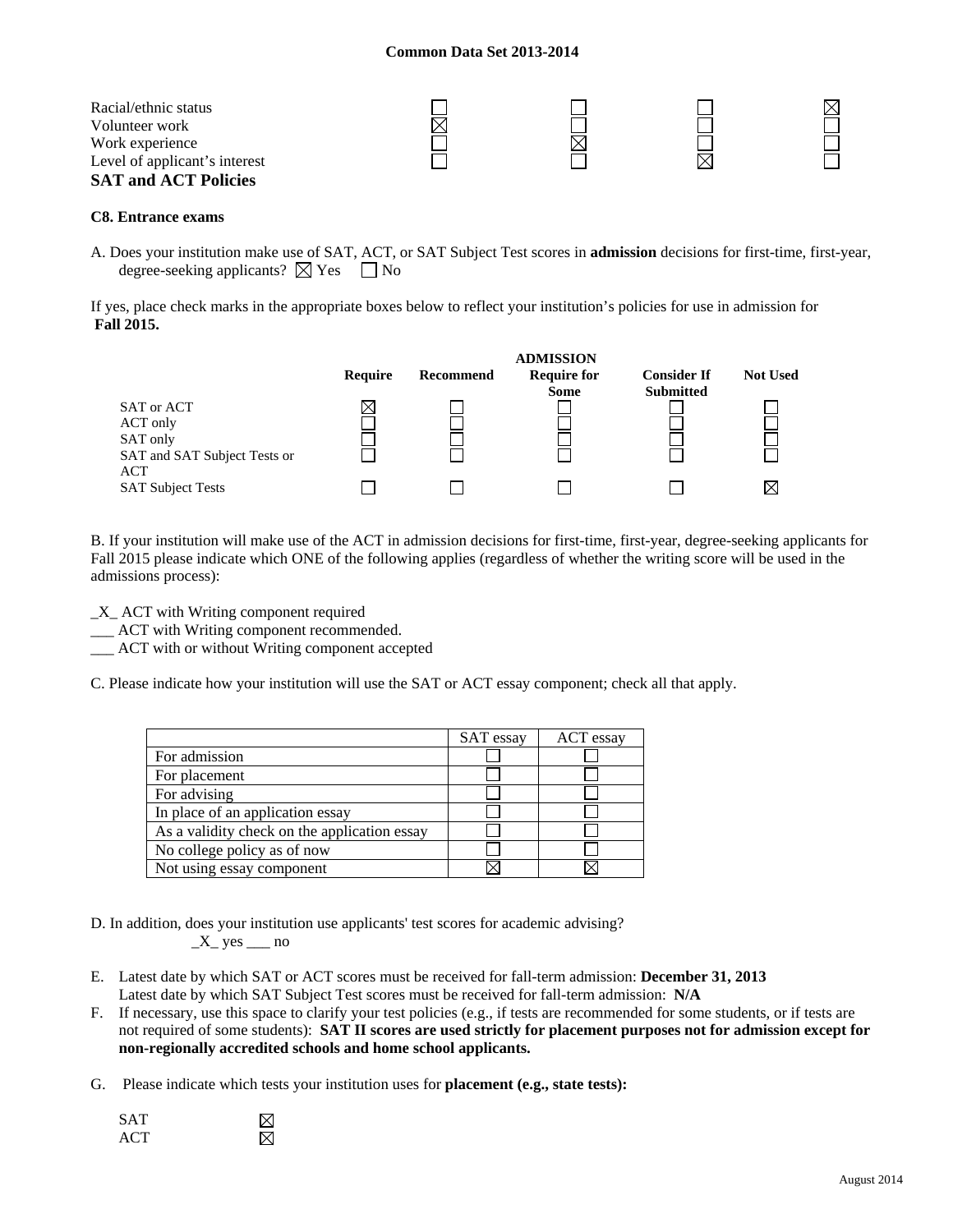| | | | | |
|---|---|---|---|---|
| Racial/ethnic status | ☐ | ☐ | ☐ | ☒ |
| Volunteer work | ☒ | ☐ | ☐ | ☐ |
| Work experience | ☐ | ☒ | ☐ | ☐ |
| Level of applicant's interest | ☐ | ☐ | ☒ | ☐ |

## SAT and ACT Policies

### C8. Entrance exams

A. Does your institution make use of SAT, ACT, or SAT Subject Test scores in **admission** decisions for first-time, first-year, degree-seeking applicants? ☒ Yes ☐ No

If yes, place check marks in the appropriate boxes below to reflect your institution's policies for use in admission for **Fall 2015.**

| | ADMISSION | | | | |
|---|---|---|---|---|---|
| | **Require** | **Recommend** | **Require for Some** | **Consider If Submitted** | **Not Used** |
| SAT or ACT | ☒ | ☐ | ☐ | ☐ | ☐ |
| ACT only | ☐ | ☐ | ☐ | ☐ | ☐ |
| SAT only | ☐ | ☐ | ☐ | ☐ | ☐ |
| SAT and SAT Subject Tests or ACT | ☐ | ☐ | ☐ | ☐ | ☐ |
| SAT Subject Tests | ☐ | ☐ | ☐ | ☐ | ☒ |

B. If your institution will make use of the ACT in admission decisions for first-time, first-year, degree-seeking applicants for Fall 2015 please indicate which ONE of the following applies (regardless of whether the writing score will be used in the admissions process):

_X_ ACT with Writing component required
___ ACT with Writing component recommended.
___ ACT with or without Writing component accepted

C. Please indicate how your institution will use the SAT or ACT essay component; check all that apply.

| | SAT essay | ACT essay |
|---|---|---|
| For admission | ☐ | ☐ |
| For placement | ☐ | ☐ |
| For advising | ☐ | ☐ |
| In place of an application essay | ☐ | ☐ |
| As a validity check on the application essay | ☐ | ☐ |
| No college policy as of now | ☐ | ☐ |
| Not using essay component | ☒ | ☒ |

D. In addition, does your institution use applicants' test scores for academic advising?
_X_ yes ___ no

E. Latest date by which SAT or ACT scores must be received for fall-term admission: **December 31, 2013**
Latest date by which SAT Subject Test scores must be received for fall-term admission: **N/A**

F. If necessary, use this space to clarify your test policies (e.g., if tests are recommended for some students, or if tests are not required of some students): **SAT II scores are used strictly for placement purposes not for admission except for non-regionally accredited schools and home school applicants.**

G. Please indicate which tests your institution uses for **placement (e.g., state tests):**

| | |
|---|---|
| SAT | ☒ |
| ACT | ☒ |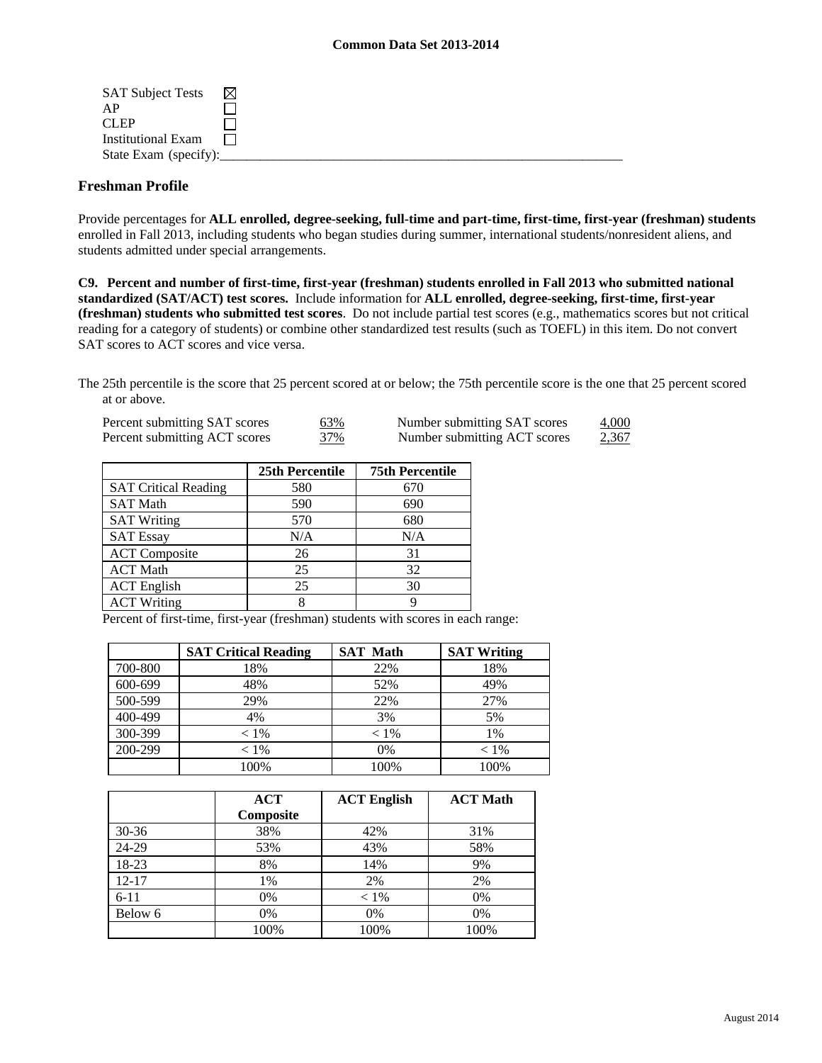| SAT Subject Tests | ☒ |
|---|---|
| AP | ☐ |
| CLEP | ☐ |
| Institutional Exam | ☐ |

State Exam (specify):_______________________________________________________________

## Freshman Profile

Provide percentages for **ALL enrolled, degree-seeking, full-time and part-time, first-time, first-year (freshman) students** enrolled in Fall 2013, including students who began studies during summer, international students/nonresident aliens, and students admitted under special arrangements.

**C9. Percent and number of first-time, first-year (freshman) students enrolled in Fall 2013 who submitted national standardized (SAT/ACT) test scores.** Include information for **ALL enrolled, degree-seeking, first-time, first-year (freshman) students who submitted test scores**. Do not include partial test scores (e.g., mathematics scores but not critical reading for a category of students) or combine other standardized test results (such as TOEFL) in this item. Do not convert SAT scores to ACT scores and vice versa.

The 25th percentile is the score that 25 percent scored at or below; the 75th percentile score is the one that 25 percent scored at or above.

| | | | |
|---|---|---|---|
| Percent submitting SAT scores | 63% | Number submitting SAT scores | 4,000 |
| Percent submitting ACT scores | 37% | Number submitting ACT scores | 2,367 |

| | 25th Percentile | 75th Percentile |
|---|---|---|
| SAT Critical Reading | 580 | 670 |
| SAT Math | 590 | 690 |
| SAT Writing | 570 | 680 |
| SAT Essay | N/A | N/A |
| ACT Composite | 26 | 31 |
| ACT Math | 25 | 32 |
| ACT English | 25 | 30 |
| ACT Writing | 8 | 9 |

Percent of first-time, first-year (freshman) students with scores in each range:

| | SAT Critical Reading | SAT Math | SAT Writing |
|---|---|---|---|
| 700-800 | 18% | 22% | 18% |
| 600-699 | 48% | 52% | 49% |
| 500-599 | 29% | 22% | 27% |
| 400-499 | 4% | 3% | 5% |
| 300-399 | < 1% | < 1% | 1% |
| 200-299 | < 1% | 0% | < 1% |
| | 100% | 100% | 100% |

| | ACT Composite | ACT English | ACT Math |
|---|---|---|---|
| 30-36 | 38% | 42% | 31% |
| 24-29 | 53% | 43% | 58% |
| 18-23 | 8% | 14% | 9% |
| 12-17 | 1% | 2% | 2% |
| 6-11 | 0% | < 1% | 0% |
| Below 6 | 0% | 0% | 0% |
| | 100% | 100% | 100% |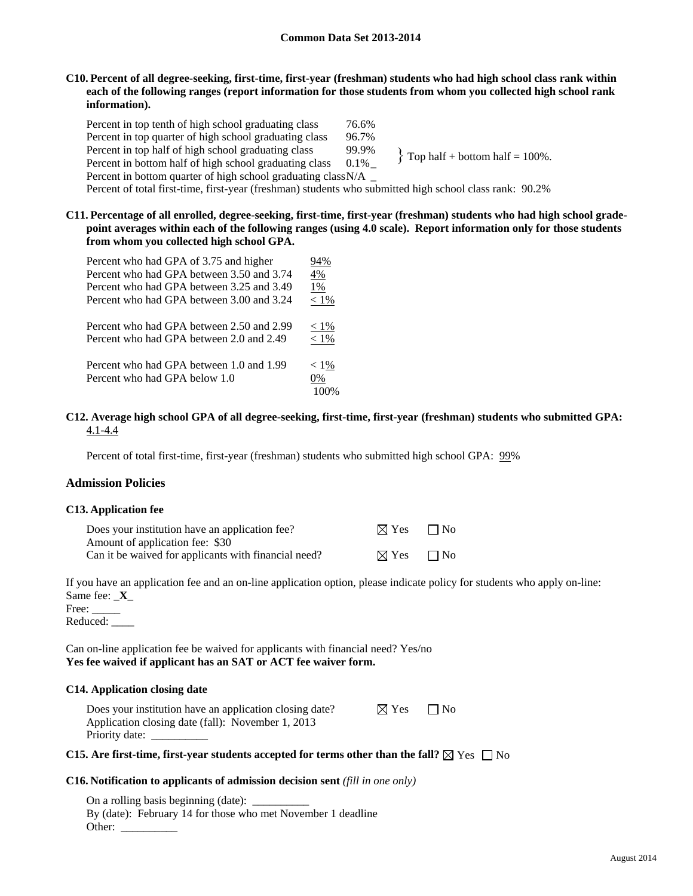**Common Data Set 2013-2014**

**C10. Percent of all degree-seeking, first-time, first-year (freshman) students who had high school class rank within each of the following ranges (report information for those students from whom you collected high school rank information).**

| | | |
|---|---|---|
| Percent in top tenth of high school graduating class | 76.6% | |
| Percent in top quarter of high school graduating class | 96.7% | |
| Percent in top half of high school graduating class | 99.9% | } Top half + bottom half = 100%. |
| Percent in bottom half of high school graduating class | 0.1%_ | |
| Percent in bottom quarter of high school graduating class | N/A _ | |

Percent of total first-time, first-year (freshman) students who submitted high school class rank: 90.2%

**C11. Percentage of all enrolled, degree-seeking, first-time, first-year (freshman) students who had high school grade-point averages within each of the following ranges (using 4.0 scale). Report information only for those students from whom you collected high school GPA.**

| | |
|---|---|
| Percent who had GPA of 3.75 and higher | 94% |
| Percent who had GPA between 3.50 and 3.74 | 4% |
| Percent who had GPA between 3.25 and 3.49 | 1% |
| Percent who had GPA between 3.00 and 3.24 | < 1% |
| Percent who had GPA between 2.50 and 2.99 | < 1% |
| Percent who had GPA between 2.0 and 2.49 | < 1% |
| Percent who had GPA between 1.0 and 1.99 | < 1% |
| Percent who had GPA below 1.0 | 0% |
| | 100% |

**C12. Average high school GPA of all degree-seeking, first-time, first-year (freshman) students who submitted GPA:** 4.1-4.4

Percent of total first-time, first-year (freshman) students who submitted high school GPA: 99%

## Admission Policies

**C13. Application fee**

| | | |
|---|---|---|
| Does your institution have an application fee? | ☒ Yes | ☐ No |
| Amount of application fee: $30 | | |
| Can it be waived for applicants with financial need? | ☒ Yes | ☐ No |

If you have an application fee and an on-line application option, please indicate policy for students who apply on-line:
Same fee: _X_
Free: _____
Reduced: ____

Can on-line application fee be waived for applicants with financial need? Yes/no
**Yes fee waived if applicant has an SAT or ACT fee waiver form.**

**C14. Application closing date**

| | | |
|---|---|---|
| Does your institution have an application closing date? | ☒ Yes | ☐ No |

Application closing date (fall): November 1, 2013
Priority date: __________

**C15. Are first-time, first-year students accepted for terms other than the fall?** ☒ Yes ☐ No

**C16. Notification to applicants of admission decision sent** *(fill in one only)*

On a rolling basis beginning (date): __________
By (date): February 14 for those who met November 1 deadline
Other: __________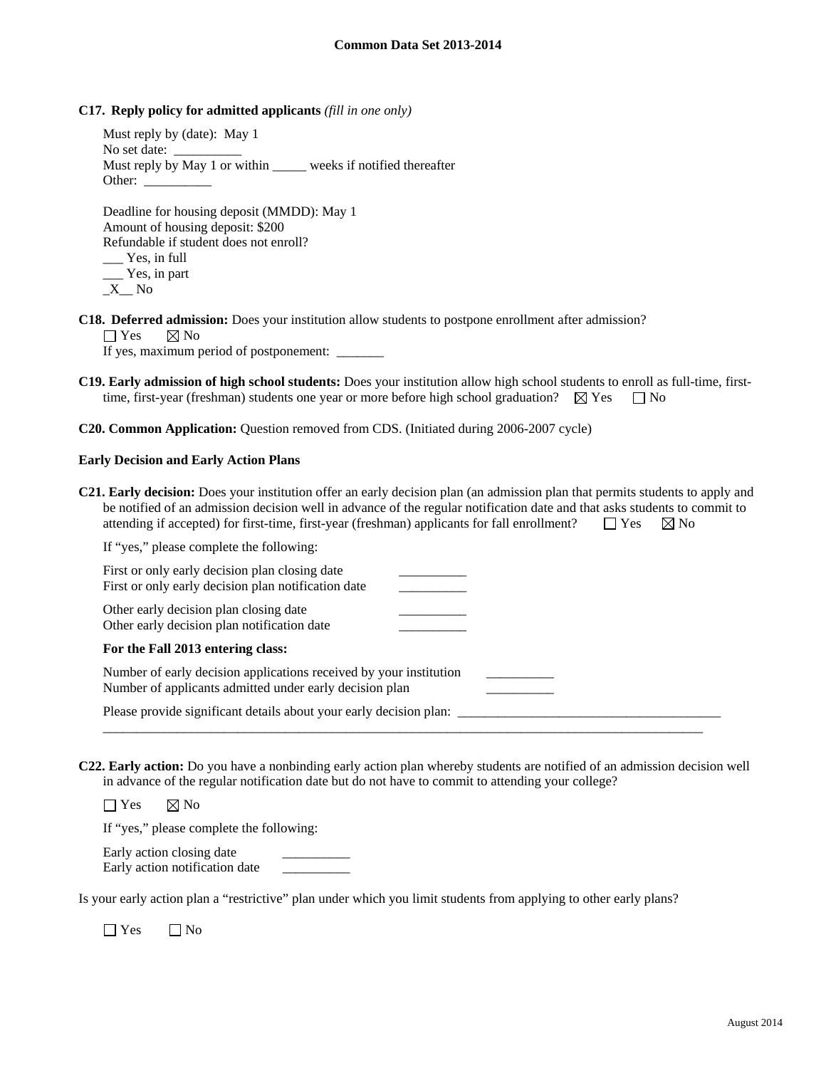**C17. Reply policy for admitted applicants** *(fill in one only)*

Must reply by (date): May 1
No set date: __________
Must reply by May 1 or within _____ weeks if notified thereafter
Other: __________

Deadline for housing deposit (MMDD): May 1
Amount of housing deposit: $200
Refundable if student does not enroll?
___ Yes, in full
___ Yes, in part
_X__ No

**C18. Deferred admission:** Does your institution allow students to postpone enrollment after admission?
☐ Yes ☒ No
If yes, maximum period of postponement: _______

**C19. Early admission of high school students:** Does your institution allow high school students to enroll as full-time, first-time, first-year (freshman) students one year or more before high school graduation? ☒ Yes ☐ No

**C20. Common Application:** Question removed from CDS. (Initiated during 2006-2007 cycle)

**Early Decision and Early Action Plans**

**C21. Early decision:** Does your institution offer an early decision plan (an admission plan that permits students to apply and be notified of an admission decision well in advance of the regular notification date and that asks students to commit to attending if accepted) for first-time, first-year (freshman) applicants for fall enrollment? ☐ Yes ☒ No

If "yes," please complete the following:

First or only early decision plan closing date __________
First or only early decision plan notification date __________

Other early decision plan closing date __________
Other early decision plan notification date __________

**For the Fall 2013 entering class:**

Number of early decision applications received by your institution __________
Number of applicants admitted under early decision plan __________

Please provide significant details about your early decision plan: ________________________________________
_______________________________________________________________________________________________

**C22. Early action:** Do you have a nonbinding early action plan whereby students are notified of an admission decision well in advance of the regular notification date but do not have to commit to attending your college?

☐ Yes ☒ No

If "yes," please complete the following:

Early action closing date __________
Early action notification date __________

Is your early action plan a "restrictive" plan under which you limit students from applying to other early plans?

☐ Yes ☐ No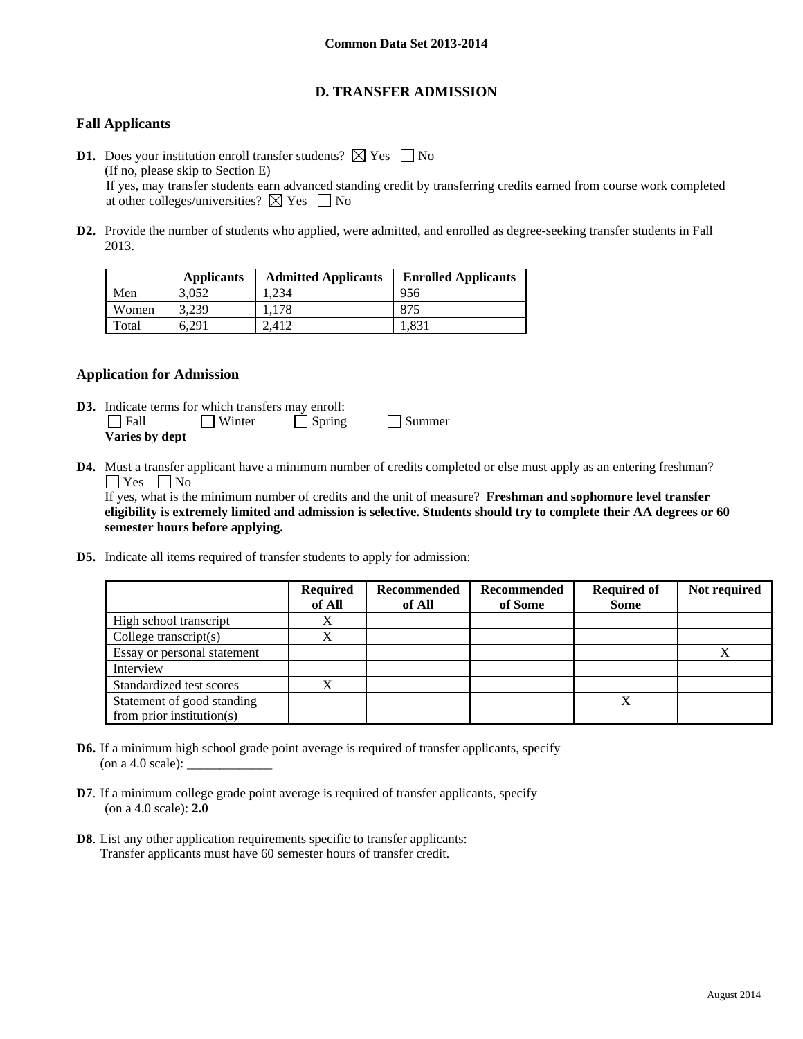Common Data Set 2013-2014

## D. TRANSFER ADMISSION

### Fall Applicants

**D1.** Does your institution enroll transfer students? ☒ Yes ☐ No
(If no, please skip to Section E)
If yes, may transfer students earn advanced standing credit by transferring credits earned from course work completed at other colleges/universities? ☒ Yes ☐ No

**D2.** Provide the number of students who applied, were admitted, and enrolled as degree-seeking transfer students in Fall 2013.

| | Applicants | Admitted Applicants | Enrolled Applicants |
|---|---|---|---|
| Men | 3,052 | 1,234 | 956 |
| Women | 3,239 | 1,178 | 875 |
| Total | 6,291 | 2,412 | 1,831 |

### Application for Admission

**D3.** Indicate terms for which transfers may enroll:
☐ Fall ☐ Winter ☐ Spring ☐ Summer
**Varies by dept**

**D4.** Must a transfer applicant have a minimum number of credits completed or else must apply as an entering freshman?
☐ Yes ☐ No
If yes, what is the minimum number of credits and the unit of measure? **Freshman and sophomore level transfer eligibility is extremely limited and admission is selective. Students should try to complete their AA degrees or 60 semester hours before applying.**

**D5.** Indicate all items required of transfer students to apply for admission:

| | Required of All | Recommended of All | Recommended of Some | Required of Some | Not required |
|---|---|---|---|---|---|
| High school transcript | X | | | | |
| College transcript(s) | X | | | | |
| Essay or personal statement | | | | | X |
| Interview | | | | | |
| Standardized test scores | X | | | | |
| Statement of good standing from prior institution(s) | | | | X | |

**D6.** If a minimum high school grade point average is required of transfer applicants, specify (on a 4.0 scale): _____________

**D7**. If a minimum college grade point average is required of transfer applicants, specify (on a 4.0 scale): **2.0**

**D8**. List any other application requirements specific to transfer applicants:
Transfer applicants must have 60 semester hours of transfer credit.

August 2014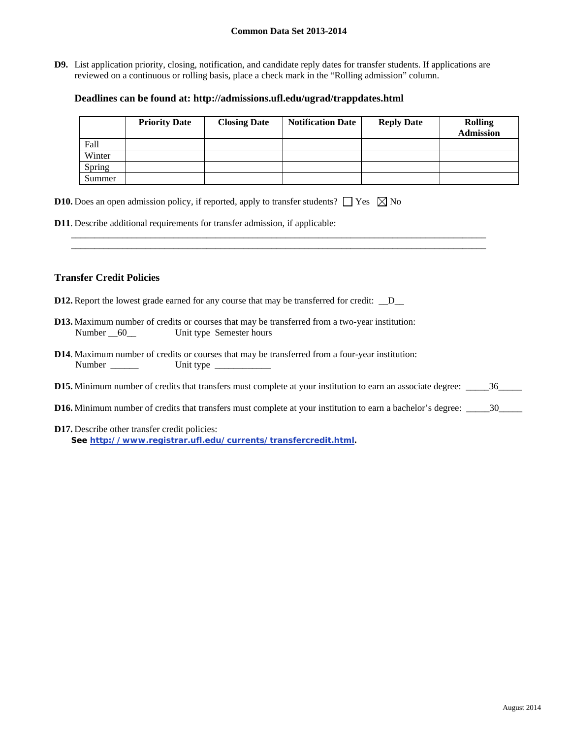**Common Data Set 2013-2014**

**D9.** List application priority, closing, notification, and candidate reply dates for transfer students. If applications are reviewed on a continuous or rolling basis, place a check mark in the "Rolling admission" column.

**Deadlines can be found at: http://admissions.ufl.edu/ugrad/trappdates.html**

| | Priority Date | Closing Date | Notification Date | Reply Date | Rolling Admission |
|---|---|---|---|---|---|
| Fall | | | | | |
| Winter | | | | | |
| Spring | | | | | |
| Summer | | | | | |

**D10.** Does an open admission policy, if reported, apply to transfer students? ☐ Yes ☒ No

**D11**. Describe additional requirements for transfer admission, if applicable:

_______________________________________________________________________________

_______________________________________________________________________________

## Transfer Credit Policies

**D12.** Report the lowest grade earned for any course that may be transferred for credit: __D__

**D13.** Maximum number of credits or courses that may be transferred from a two-year institution:
Number __60__ Unit type Semester hours

**D14**. Maximum number of credits or courses that may be transferred from a four-year institution:
Number ______ Unit type ____________

**D15.** Minimum number of credits that transfers must complete at your institution to earn an associate degree: _____36_____

**D16.** Minimum number of credits that transfers must complete at your institution to earn a bachelor's degree: _____30_____

**D17.** Describe other transfer credit policies:
**See http://www.registrar.ufl.edu/currents/transfercredit.html.**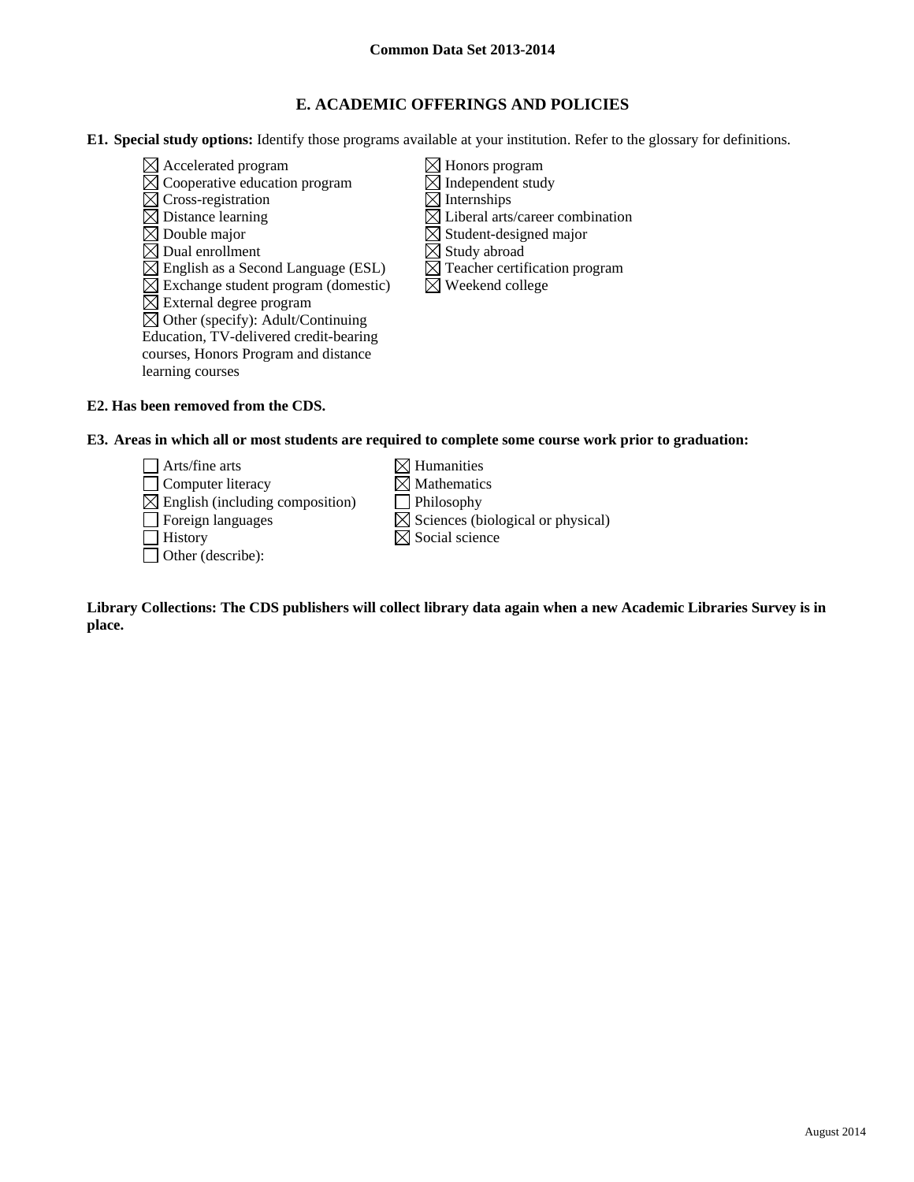**Common Data Set 2013-2014**

## E. ACADEMIC OFFERINGS AND POLICIES

**E1. Special study options:** Identify those programs available at your institution. Refer to the glossary for definitions.

- ☒ Accelerated program
- ☒ Cooperative education program
- ☒ Cross-registration
- ☒ Distance learning
- ☒ Double major
- ☒ Dual enrollment
- ☒ English as a Second Language (ESL)
- ☒ Exchange student program (domestic)
- ☒ External degree program
- ☒ Other (specify): Adult/Continuing Education, TV-delivered credit-bearing courses, Honors Program and distance learning courses
- ☒ Honors program
- ☒ Independent study
- ☒ Internships
- ☒ Liberal arts/career combination
- ☒ Student-designed major
- ☒ Study abroad
- ☒ Teacher certification program
- ☒ Weekend college

**E2. Has been removed from the CDS.**

**E3. Areas in which all or most students are required to complete some course work prior to graduation:**

- ☐ Arts/fine arts
- ☐ Computer literacy
- ☒ English (including composition)
- ☐ Foreign languages
- ☐ History
- ☐ Other (describe):
- ☒ Humanities
- ☒ Mathematics
- ☐ Philosophy
- ☒ Sciences (biological or physical)
- ☒ Social science

**Library Collections: The CDS publishers will collect library data again when a new Academic Libraries Survey is in place.**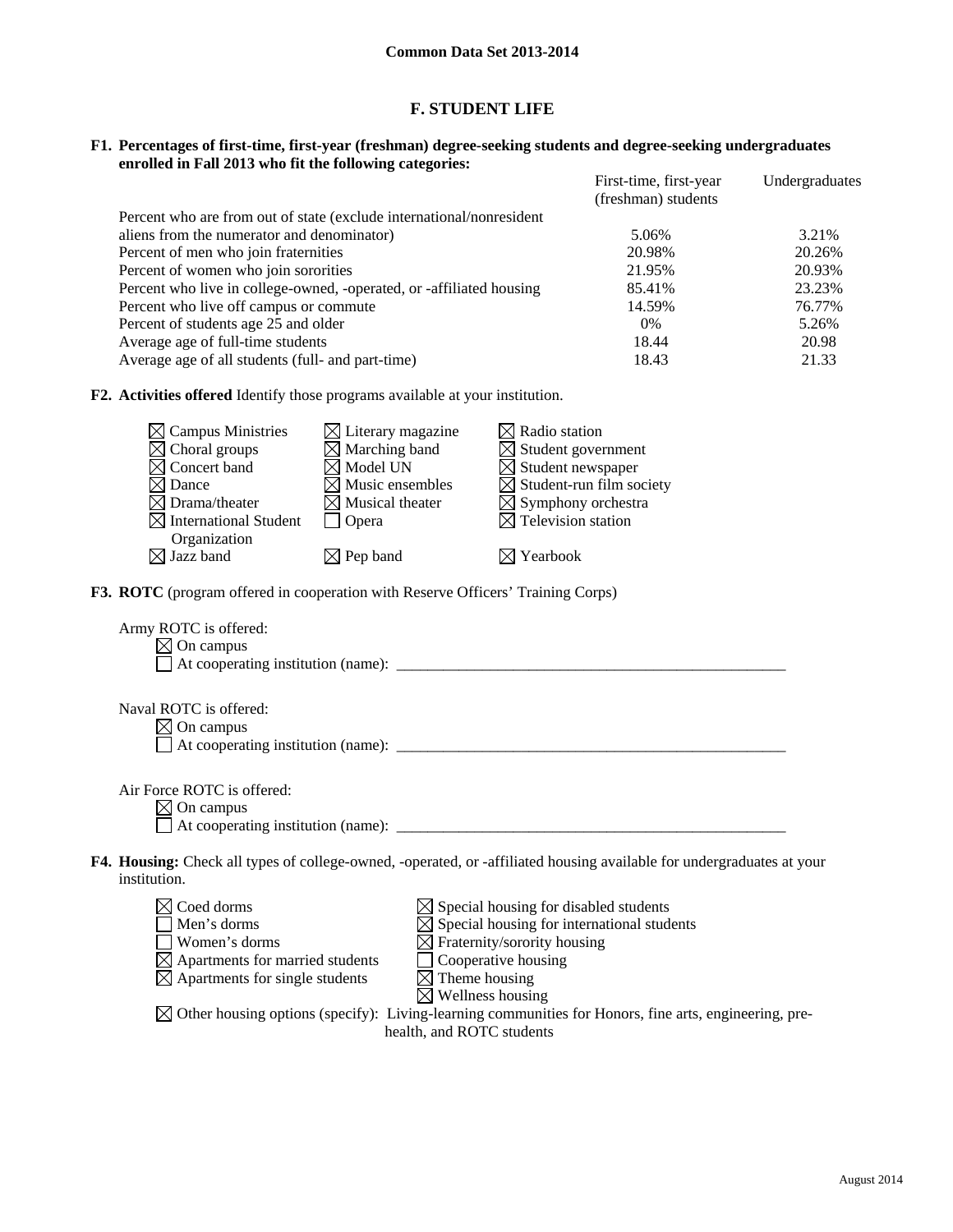**Common Data Set 2013-2014**

## F. STUDENT LIFE

**F1. Percentages of first-time, first-year (freshman) degree-seeking students and degree-seeking undergraduates enrolled in Fall 2013 who fit the following categories:**

| | First-time, first-year (freshman) students | Undergraduates |
|---|---|---|
| Percent who are from out of state (exclude international/nonresident aliens from the numerator and denominator) | 5.06% | 3.21% |
| Percent of men who join fraternities | 20.98% | 20.26% |
| Percent of women who join sororities | 21.95% | 20.93% |
| Percent who live in college-owned, -operated, or -affiliated housing | 85.41% | 23.23% |
| Percent who live off campus or commute | 14.59% | 76.77% |
| Percent of students age 25 and older | 0% | 5.26% |
| Average age of full-time students | 18.44 | 20.98 |
| Average age of all students (full- and part-time) | 18.43 | 21.33 |

**F2. Activities offered** Identify those programs available at your institution.

| | | |
|---|---|---|
| ☒ Campus Ministries | ☒ Literary magazine | ☒ Radio station |
| ☒ Choral groups | ☒ Marching band | ☒ Student government |
| ☒ Concert band | ☒ Model UN | ☒ Student newspaper |
| ☒ Dance | ☒ Music ensembles | ☒ Student-run film society |
| ☒ Drama/theater | ☒ Musical theater | ☒ Symphony orchestra |
| ☒ International Student Organization | ☐ Opera | ☒ Television station |
| ☒ Jazz band | ☒ Pep band | ☒ Yearbook |

**F3. ROTC** (program offered in cooperation with Reserve Officers' Training Corps)

Army ROTC is offered:
☒ On campus
☐ At cooperating institution (name): ____________________

Naval ROTC is offered:
☒ On campus
☐ At cooperating institution (name): ____________________

Air Force ROTC is offered:
☒ On campus
☐ At cooperating institution (name): ____________________

**F4. Housing:** Check all types of college-owned, -operated, or -affiliated housing available for undergraduates at your institution.

| | |
|---|---|
| ☒ Coed dorms | ☒ Special housing for disabled students |
| ☐ Men's dorms | ☒ Special housing for international students |
| ☐ Women's dorms | ☒ Fraternity/sorority housing |
| ☒ Apartments for married students | ☐ Cooperative housing |
| ☒ Apartments for single students | ☒ Theme housing |
| | ☒ Wellness housing |

☒ Other housing options (specify): Living-learning communities for Honors, fine arts, engineering, pre-health, and ROTC students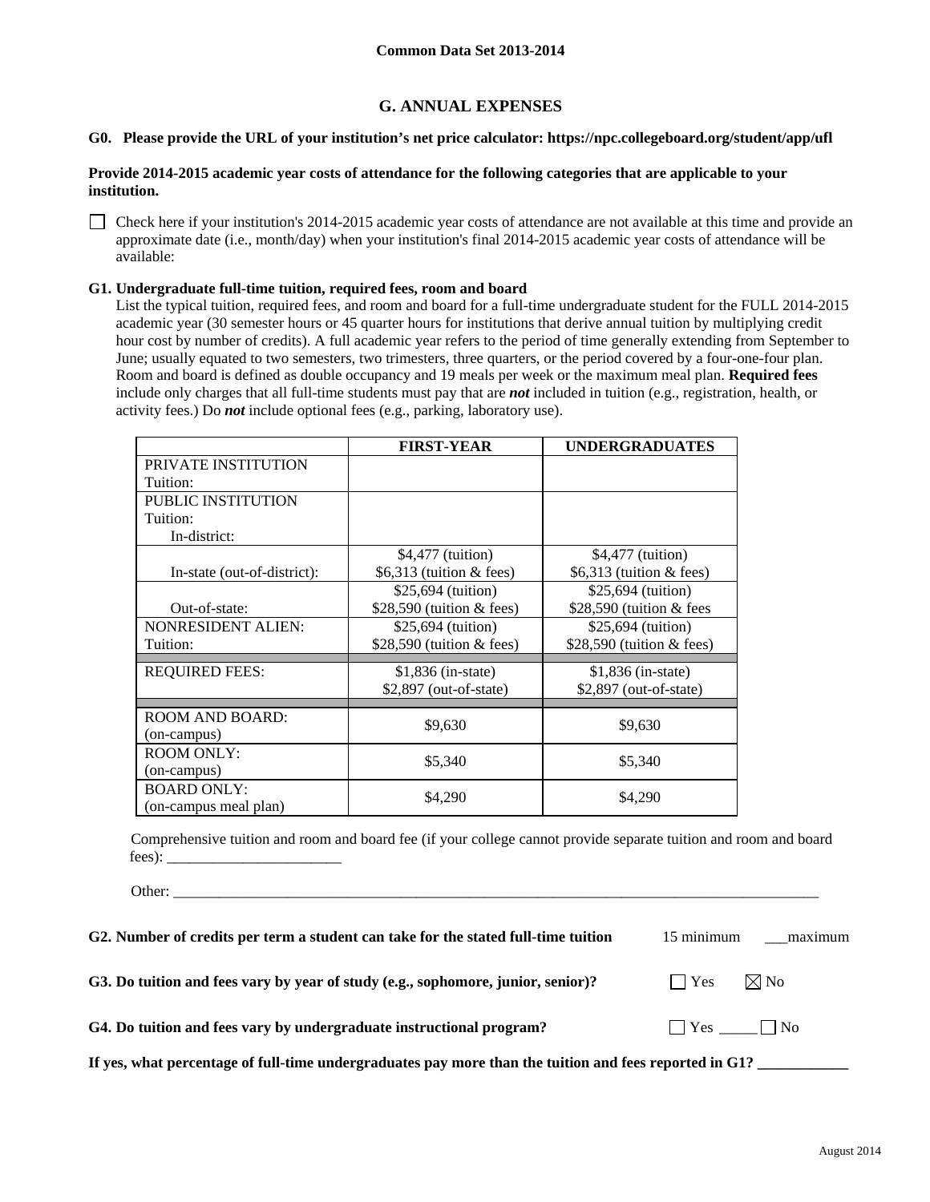**Common Data Set 2013-2014**

## G. ANNUAL EXPENSES

**G0. Please provide the URL of your institution's net price calculator: https://npc.collegeboard.org/student/app/ufl**

**Provide 2014-2015 academic year costs of attendance for the following categories that are applicable to your institution.**

☐ Check here if your institution's 2014-2015 academic year costs of attendance are not available at this time and provide an approximate date (i.e., month/day) when your institution's final 2014-2015 academic year costs of attendance will be available:

**G1. Undergraduate full-time tuition, required fees, room and board**

List the typical tuition, required fees, and room and board for a full-time undergraduate student for the FULL 2014-2015 academic year (30 semester hours or 45 quarter hours for institutions that derive annual tuition by multiplying credit hour cost by number of credits). A full academic year refers to the period of time generally extending from September to June; usually equated to two semesters, two trimesters, three quarters, or the period covered by a four-one-four plan. Room and board is defined as double occupancy and 19 meals per week or the maximum meal plan. **Required fees** include only charges that all full-time students must pay that are ***not*** included in tuition (e.g., registration, health, or activity fees.) Do ***not*** include optional fees (e.g., parking, laboratory use).

| | FIRST-YEAR | UNDERGRADUATES |
|---|---|---|
| PRIVATE INSTITUTION Tuition: | | |
| PUBLIC INSTITUTION Tuition: In-district: | | |
| In-state (out-of-district): | $4,477 (tuition) $6,313 (tuition & fees) | $4,477 (tuition) $6,313 (tuition & fees) |
| Out-of-state: | $25,694 (tuition) $28,590 (tuition & fees) | $25,694 (tuition) $28,590 (tuition & fees |
| NONRESIDENT ALIEN: Tuition: | $25,694 (tuition) $28,590 (tuition & fees) | $25,694 (tuition) $28,590 (tuition & fees) |
| REQUIRED FEES: | $1,836 (in-state) $2,897 (out-of-state) | $1,836 (in-state) $2,897 (out-of-state) |
| ROOM AND BOARD: (on-campus) | $9,630 | $9,630 |
| ROOM ONLY: (on-campus) | $5,340 | $5,340 |
| BOARD ONLY: (on-campus meal plan) | $4,290 | $4,290 |

Comprehensive tuition and room and board fee (if your college cannot provide separate tuition and room and board fees): _______________________

Other: ___________________________________________________________________________________

**G2. Number of credits per term a student can take for the stated full-time tuition** 15 minimum ___maximum

**G3. Do tuition and fees vary by year of study (e.g., sophomore, junior, senior)?** ☐ Yes ☒ No

**G4. Do tuition and fees vary by undergraduate instructional program?** ☐ Yes _____ ☐ No

**If yes, what percentage of full-time undergraduates pay more than the tuition and fees reported in G1?** ___________

August 2014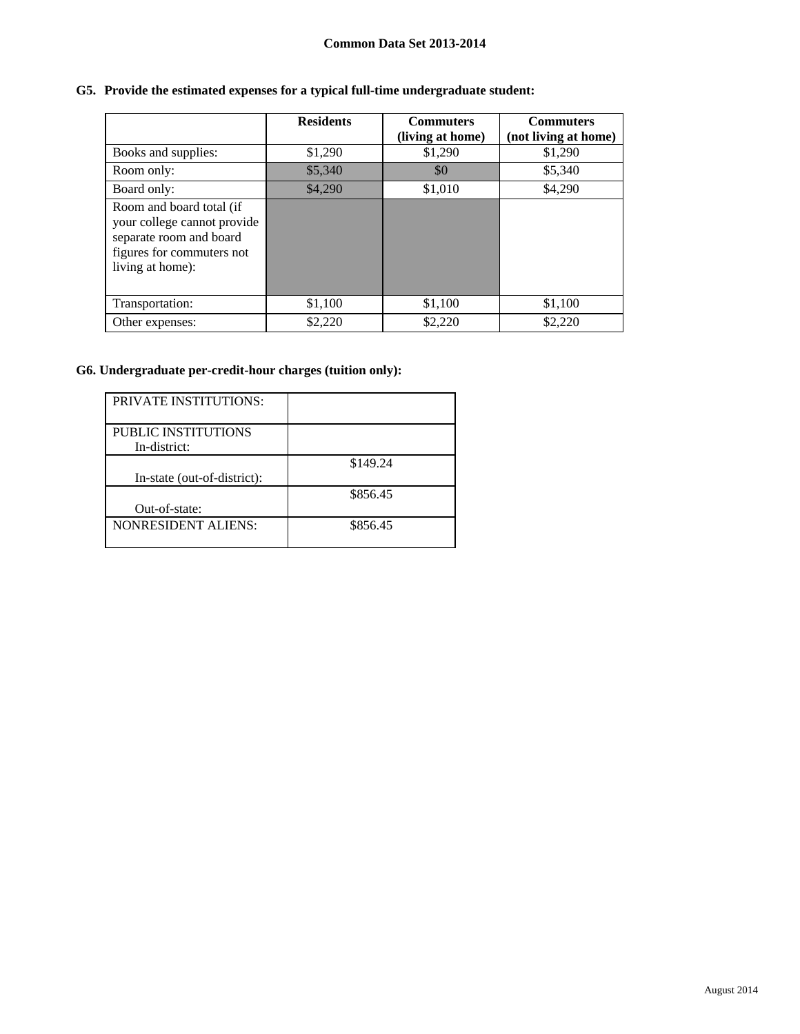**G5. Provide the estimated expenses for a typical full-time undergraduate student:**

| | Residents | Commuters (living at home) | Commuters (not living at home) |
|---|---|---|---|
| Books and supplies: | $1,290 | $1,290 | $1,290 |
| Room only: | $5,340 | $0 | $5,340 |
| Board only: | $4,290 | $1,010 | $4,290 |
| Room and board total (if your college cannot provide separate room and board figures for commuters not living at home): | | | |
| Transportation: | $1,100 | $1,100 | $1,100 |
| Other expenses: | $2,220 | $2,220 | $2,220 |

**G6. Undergraduate per-credit-hour charges (tuition only):**

| | |
|---|---|
| PRIVATE INSTITUTIONS: | |
| PUBLIC INSTITUTIONS In-district: | |
| In-state (out-of-district): | $149.24 |
| Out-of-state: | $856.45 |
| NONRESIDENT ALIENS: | $856.45 |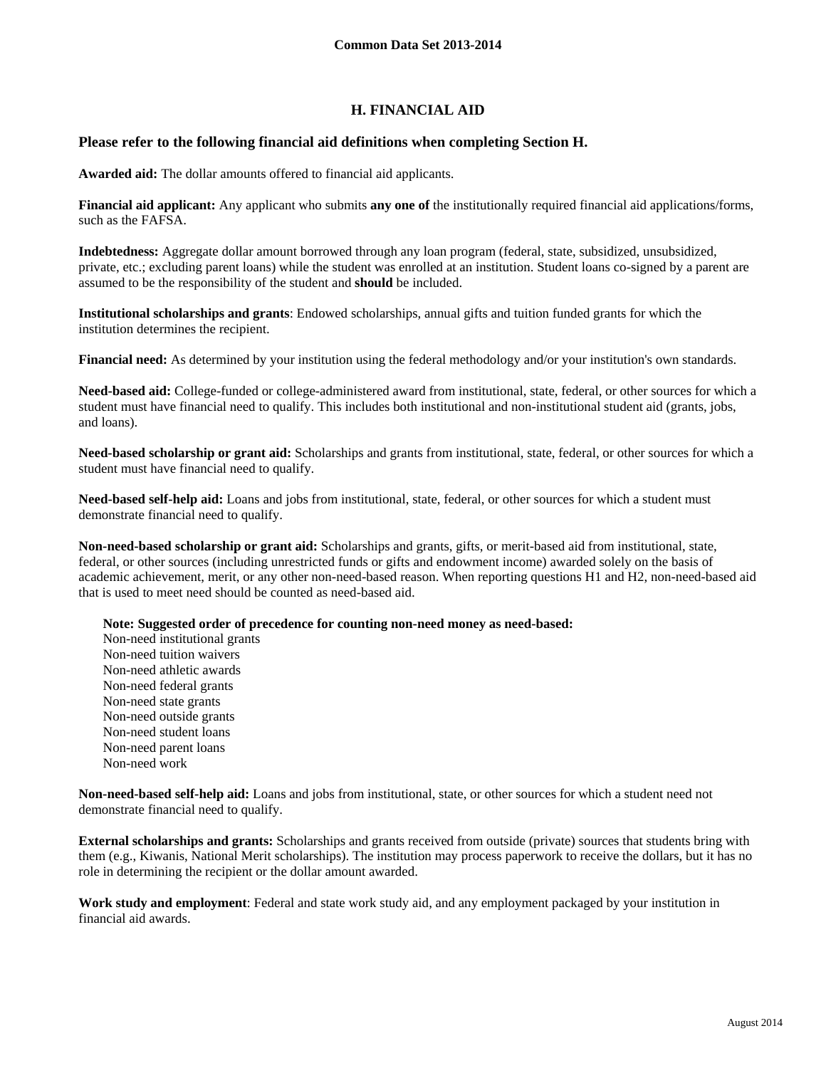## H. FINANCIAL AID

### Please refer to the following financial aid definitions when completing Section H.

**Awarded aid:** The dollar amounts offered to financial aid applicants.

**Financial aid applicant:** Any applicant who submits **any one of** the institutionally required financial aid applications/forms, such as the FAFSA.

**Indebtedness:** Aggregate dollar amount borrowed through any loan program (federal, state, subsidized, unsubsidized, private, etc.; excluding parent loans) while the student was enrolled at an institution. Student loans co-signed by a parent are assumed to be the responsibility of the student and **should** be included.

**Institutional scholarships and grants**: Endowed scholarships, annual gifts and tuition funded grants for which the institution determines the recipient.

**Financial need:** As determined by your institution using the federal methodology and/or your institution's own standards.

**Need-based aid:** College-funded or college-administered award from institutional, state, federal, or other sources for which a student must have financial need to qualify. This includes both institutional and non-institutional student aid (grants, jobs, and loans).

**Need-based scholarship or grant aid:** Scholarships and grants from institutional, state, federal, or other sources for which a student must have financial need to qualify.

**Need-based self-help aid:** Loans and jobs from institutional, state, federal, or other sources for which a student must demonstrate financial need to qualify.

**Non-need-based scholarship or grant aid:** Scholarships and grants, gifts, or merit-based aid from institutional, state, federal, or other sources (including unrestricted funds or gifts and endowment income) awarded solely on the basis of academic achievement, merit, or any other non-need-based reason. When reporting questions H1 and H2, non-need-based aid that is used to meet need should be counted as need-based aid.

**Note: Suggested order of precedence for counting non-need money as need-based:**
Non-need institutional grants
Non-need tuition waivers
Non-need athletic awards
Non-need federal grants
Non-need state grants
Non-need outside grants
Non-need student loans
Non-need parent loans
Non-need work

**Non-need-based self-help aid:** Loans and jobs from institutional, state, or other sources for which a student need not demonstrate financial need to qualify.

**External scholarships and grants:** Scholarships and grants received from outside (private) sources that students bring with them (e.g., Kiwanis, National Merit scholarships). The institution may process paperwork to receive the dollars, but it has no role in determining the recipient or the dollar amount awarded.

**Work study and employment**: Federal and state work study aid, and any employment packaged by your institution in financial aid awards.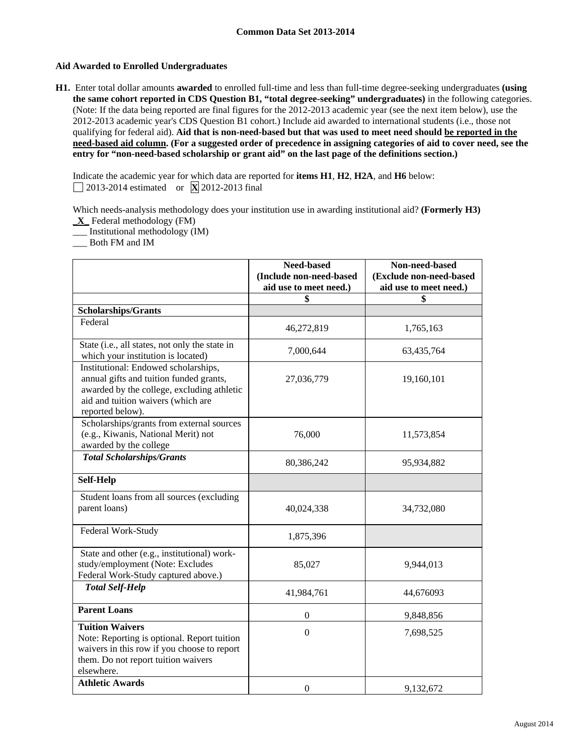### Aid Awarded to Enrolled Undergraduates

**H1.** Enter total dollar amounts **awarded** to enrolled full-time and less than full-time degree-seeking undergraduates **(using the same cohort reported in CDS Question B1, "total degree-seeking" undergraduates)** in the following categories. (Note: If the data being reported are final figures for the 2012-2013 academic year (see the next item below), use the 2012-2013 academic year's CDS Question B1 cohort.) Include aid awarded to international students (i.e., those not qualifying for federal aid). **Aid that is non-need-based but that was used to meet need should be reported in the need-based aid column. (For a suggested order of precedence in assigning categories of aid to cover need, see the entry for "non-need-based scholarship or grant aid" on the last page of the definitions section.)**

Indicate the academic year for which data are reported for **items H1**, **H2**, **H2A**, and **H6** below:
☐ 2013-2014 estimated or ☒ 2012-2013 final

Which needs-analysis methodology does your institution use in awarding institutional aid? **(Formerly H3)**
_X_ Federal methodology (FM)
___ Institutional methodology (IM)
___ Both FM and IM

| | Need-based (Include non-need-based aid use to meet need.) | Non-need-based (Exclude non-need-based aid use to meet need.) |
|---|---|---|
| | $ | $ |
| **Scholarships/Grants** | | |
| Federal | 46,272,819 | 1,765,163 |
| State (i.e., all states, not only the state in which your institution is located) | 7,000,644 | 63,435,764 |
| Institutional: Endowed scholarships, annual gifts and tuition funded grants, awarded by the college, excluding athletic aid and tuition waivers (which are reported below). | 27,036,779 | 19,160,101 |
| Scholarships/grants from external sources (e.g., Kiwanis, National Merit) not awarded by the college | 76,000 | 11,573,854 |
| ***Total Scholarships/Grants*** | 80,386,242 | 95,934,882 |
| **Self-Help** | | |
| Student loans from all sources (excluding parent loans) | 40,024,338 | 34,732,080 |
| Federal Work-Study | 1,875,396 | |
| State and other (e.g., institutional) work-study/employment (Note: Excludes Federal Work-Study captured above.) | 85,027 | 9,944,013 |
| ***Total Self-Help*** | 41,984,761 | 44,676093 |
| **Parent Loans** | 0 | 9,848,856 |
| **Tuition Waivers** Note: Reporting is optional. Report tuition waivers in this row if you choose to report them. Do not report tuition waivers elsewhere. | 0 | 7,698,525 |
| **Athletic Awards** | 0 | 9,132,672 |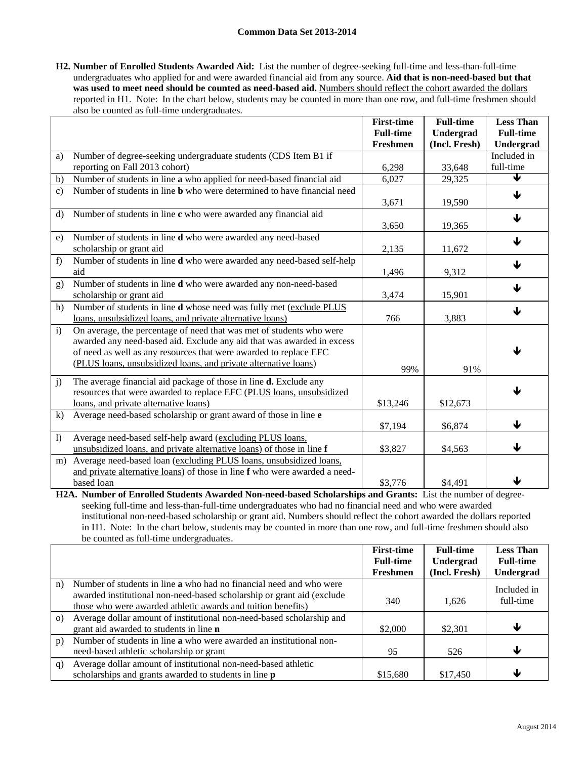**H2. Number of Enrolled Students Awarded Aid:** List the number of degree-seeking full-time and less-than-full-time undergraduates who applied for and were awarded financial aid from any source. **Aid that is non-need-based but that was used to meet need should be counted as need-based aid.** Numbers should reflect the cohort awarded the dollars reported in H1. Note: In the chart below, students may be counted in more than one row, and full-time freshmen should also be counted as full-time undergraduates.

| | | First-time Full-time Freshmen | Full-time Undergrad (Incl. Fresh) | Less Than Full-time Undergrad |
|---|---|---|---|---|
| a) | Number of degree-seeking undergraduate students (CDS Item B1 if reporting on Fall 2013 cohort) | 6,298 | 33,648 | Included in full-time |
| b) | Number of students in line **a** who applied for need-based financial aid | 6,027 | 29,325 | ↓ |
| c) | Number of students in line **b** who were determined to have financial need | 3,671 | 19,590 | ↓ |
| d) | Number of students in line **c** who were awarded any financial aid | 3,650 | 19,365 | ↓ |
| e) | Number of students in line **d** who were awarded any need-based scholarship or grant aid | 2,135 | 11,672 | ↓ |
| f) | Number of students in line **d** who were awarded any need-based self-help aid | 1,496 | 9,312 | ↓ |
| g) | Number of students in line **d** who were awarded any non-need-based scholarship or grant aid | 3,474 | 15,901 | ↓ |
| h) | Number of students in line **d** whose need was fully met (exclude PLUS loans, unsubsidized loans, and private alternative loans) | 766 | 3,883 | ↓ |
| i) | On average, the percentage of need that was met of students who were awarded any need-based aid. Exclude any aid that was awarded in excess of need as well as any resources that were awarded to replace EFC (PLUS loans, unsubsidized loans, and private alternative loans) | 99% | 91% | ↓ |
| j) | The average financial aid package of those in line **d.** Exclude any resources that were awarded to replace EFC (PLUS loans, unsubsidized loans, and private alternative loans) | $13,246 | $12,673 | ↓ |
| k) | Average need-based scholarship or grant award of those in line **e** | $7,194 | $6,874 | ↓ |
| l) | Average need-based self-help award (excluding PLUS loans, unsubsidized loans, and private alternative loans) of those in line **f** | $3,827 | $4,563 | ↓ |
| m) | Average need-based loan (excluding PLUS loans, unsubsidized loans, and private alternative loans) of those in line **f** who were awarded a need-based loan | $3,776 | $4,491 | ↓ |

**H2A. Number of Enrolled Students Awarded Non-need-based Scholarships and Grants:** List the number of degree-seeking full-time and less-than-full-time undergraduates who had no financial need and who were awarded institutional non-need-based scholarship or grant aid. Numbers should reflect the cohort awarded the dollars reported in H1. Note: In the chart below, students may be counted in more than one row, and full-time freshmen should also be counted as full-time undergraduates.

| | | First-time Full-time Freshmen | Full-time Undergrad (Incl. Fresh) | Less Than Full-time Undergrad |
|---|---|---|---|---|
| n) | Number of students in line **a** who had no financial need and who were awarded institutional non-need-based scholarship or grant aid (exclude those who were awarded athletic awards and tuition benefits) | 340 | 1,626 | Included in full-time |
| o) | Average dollar amount of institutional non-need-based scholarship and grant aid awarded to students in line **n** | $2,000 | $2,301 | ↓ |
| p) | Number of students in line **a** who were awarded an institutional non-need-based athletic scholarship or grant | 95 | 526 | ↓ |
| q) | Average dollar amount of institutional non-need-based athletic scholarships and grants awarded to students in line **p** | $15,680 | $17,450 | ↓ |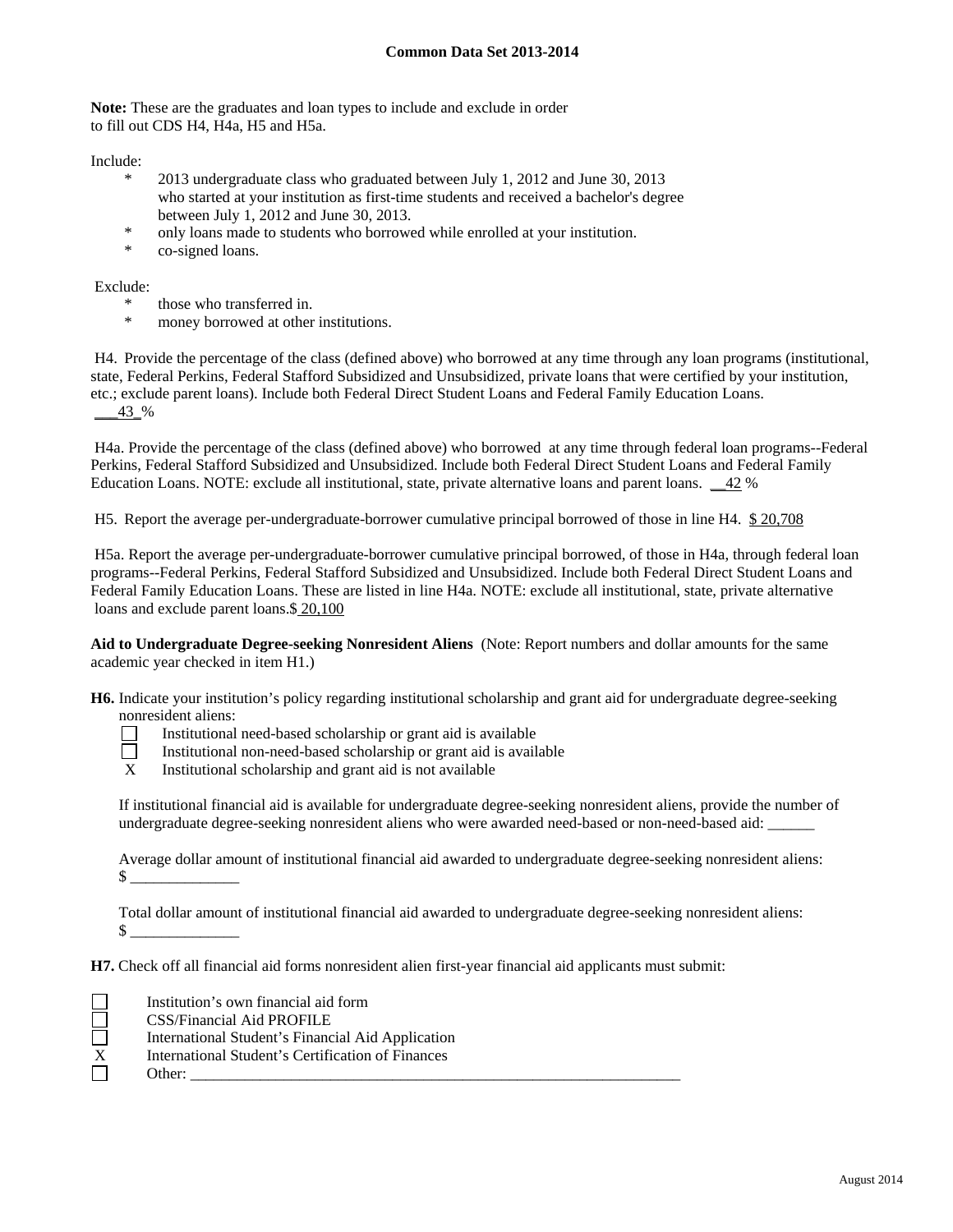**Note:** These are the graduates and loan types to include and exclude in order to fill out CDS H4, H4a, H5 and H5a.

Include:

- 2013 undergraduate class who graduated between July 1, 2012 and June 30, 2013 who started at your institution as first-time students and received a bachelor's degree between July 1, 2012 and June 30, 2013.
- only loans made to students who borrowed while enrolled at your institution.
- co-signed loans.

Exclude:

- those who transferred in.
- money borrowed at other institutions.

H4. Provide the percentage of the class (defined above) who borrowed at any time through any loan programs (institutional, state, Federal Perkins, Federal Stafford Subsidized and Unsubsidized, private loans that were certified by your institution, etc.; exclude parent loans). Include both Federal Direct Student Loans and Federal Family Education Loans. ___43_%

H4a. Provide the percentage of the class (defined above) who borrowed at any time through federal loan programs--Federal Perkins, Federal Stafford Subsidized and Unsubsidized. Include both Federal Direct Student Loans and Federal Family Education Loans. NOTE: exclude all institutional, state, private alternative loans and parent loans. __42 %

H5. Report the average per-undergraduate-borrower cumulative principal borrowed of those in line H4. $ 20,708

H5a. Report the average per-undergraduate-borrower cumulative principal borrowed, of those in H4a, through federal loan programs--Federal Perkins, Federal Stafford Subsidized and Unsubsidized. Include both Federal Direct Student Loans and Federal Family Education Loans. These are listed in line H4a. NOTE: exclude all institutional, state, private alternative loans and exclude parent loans.$ 20,100

**Aid to Undergraduate Degree-seeking Nonresident Aliens** (Note: Report numbers and dollar amounts for the same academic year checked in item H1.)

**H6.** Indicate your institution's policy regarding institutional scholarship and grant aid for undergraduate degree-seeking nonresident aliens:

- [ ] Institutional need-based scholarship or grant aid is available
- [ ] Institutional non-need-based scholarship or grant aid is available
- [X] Institutional scholarship and grant aid is not available

If institutional financial aid is available for undergraduate degree-seeking nonresident aliens, provide the number of undergraduate degree-seeking nonresident aliens who were awarded need-based or non-need-based aid: ______

Average dollar amount of institutional financial aid awarded to undergraduate degree-seeking nonresident aliens: $ ______________

Total dollar amount of institutional financial aid awarded to undergraduate degree-seeking nonresident aliens: $ ______________

**H7.** Check off all financial aid forms nonresident alien first-year financial aid applicants must submit:

- [ ] Institution's own financial aid form
- [ ] CSS/Financial Aid PROFILE
- [ ] International Student's Financial Aid Application
- [X] International Student's Certification of Finances
- [ ] Other: ________________________________________________________________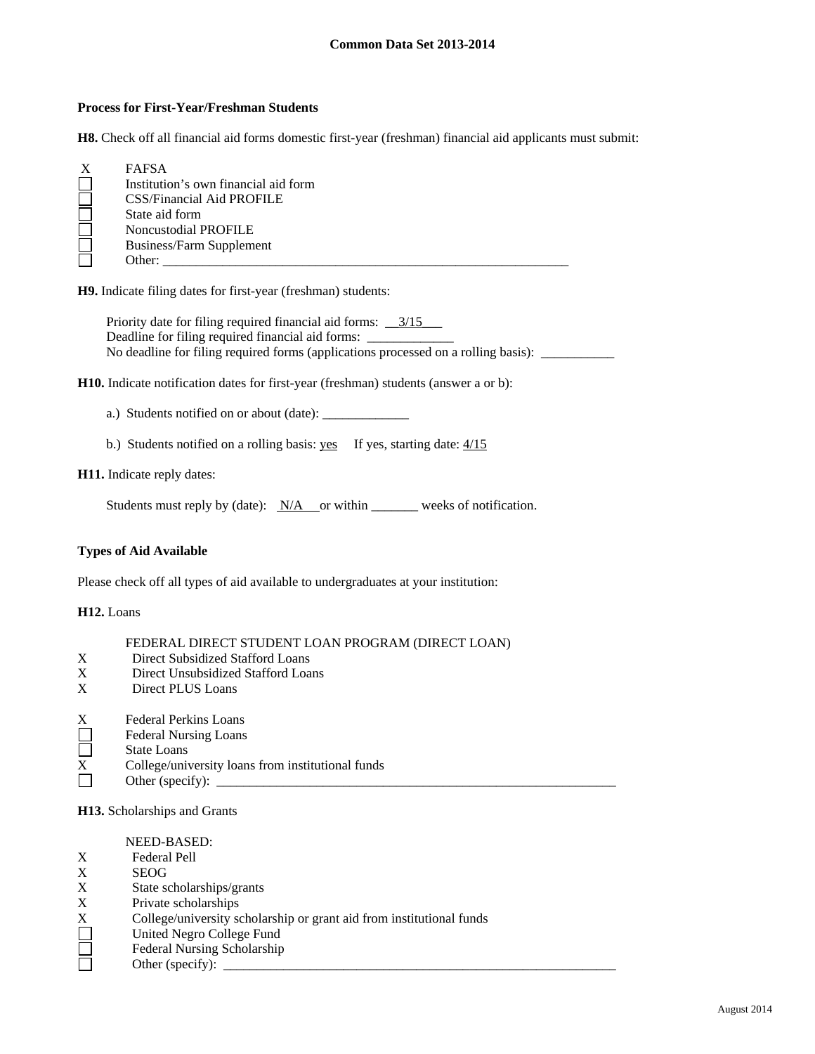**Process for First-Year/Freshman Students**

**H8.** Check off all financial aid forms domestic first-year (freshman) financial aid applicants must submit:

- X FAFSA
- ☐ Institution's own financial aid form
- ☐ CSS/Financial Aid PROFILE
- ☐ State aid form
- ☐ Noncustodial PROFILE
- ☐ Business/Farm Supplement
- ☐ Other: ____________________________________________________________

**H9.** Indicate filing dates for first-year (freshman) students:

Priority date for filing required financial aid forms: __3/15___
Deadline for filing required financial aid forms: _____________
No deadline for filing required forms (applications processed on a rolling basis): ___________

**H10.** Indicate notification dates for first-year (freshman) students (answer a or b):

a.) Students notified on or about (date): _____________

b.) Students notified on a rolling basis: yes If yes, starting date: 4/15

**H11.** Indicate reply dates:

Students must reply by (date): N/A or within _______ weeks of notification.

**Types of Aid Available**

Please check off all types of aid available to undergraduates at your institution:

**H12.** Loans

FEDERAL DIRECT STUDENT LOAN PROGRAM (DIRECT LOAN)
- X Direct Subsidized Stafford Loans
- X Direct Unsubsidized Stafford Loans
- X Direct PLUS Loans

- X Federal Perkins Loans
- ☐ Federal Nursing Loans
- ☐ State Loans
- X College/university loans from institutional funds
- ☐ Other (specify): ____________________________________________________________

**H13.** Scholarships and Grants

NEED-BASED:
- X Federal Pell
- X SEOG
- X State scholarships/grants
- X Private scholarships
- X College/university scholarship or grant aid from institutional funds
- ☐ United Negro College Fund
- ☐ Federal Nursing Scholarship
- ☐ Other (specify): ____________________________________________________________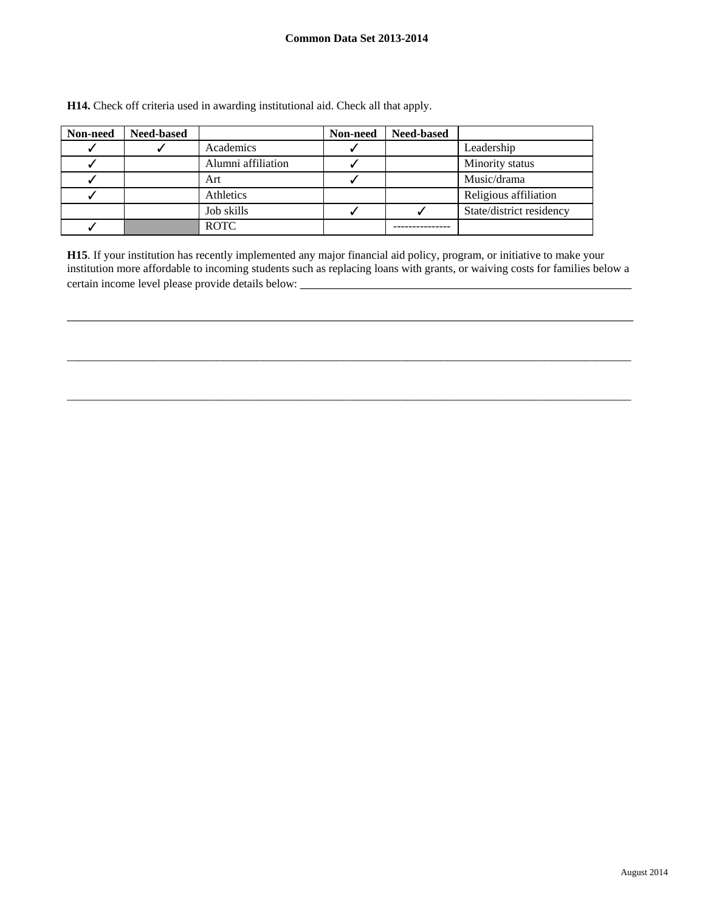**H14.** Check off criteria used in awarding institutional aid. Check all that apply.

| Non-need | Need-based | | Non-need | Need-based | |
|---|---|---|---|---|---|
| ✓ | ✓ | Academics | ✓ | | Leadership |
| ✓ | | Alumni affiliation | ✓ | | Minority status |
| ✓ | | Art | ✓ | | Music/drama |
| ✓ | | Athletics | | | Religious affiliation |
| | | Job skills | ✓ | ✓ | State/district residency |
| ✓ | | ROTC | | --------------- | |

**H15**. If your institution has recently implemented any major financial aid policy, program, or initiative to make your institution more affordable to incoming students such as replacing loans with grants, or waiving costs for families below a certain income level please provide details below: ___________________________________________________________

_____________________________________________________________________________________________________

_____________________________________________________________________________________________________

_____________________________________________________________________________________________________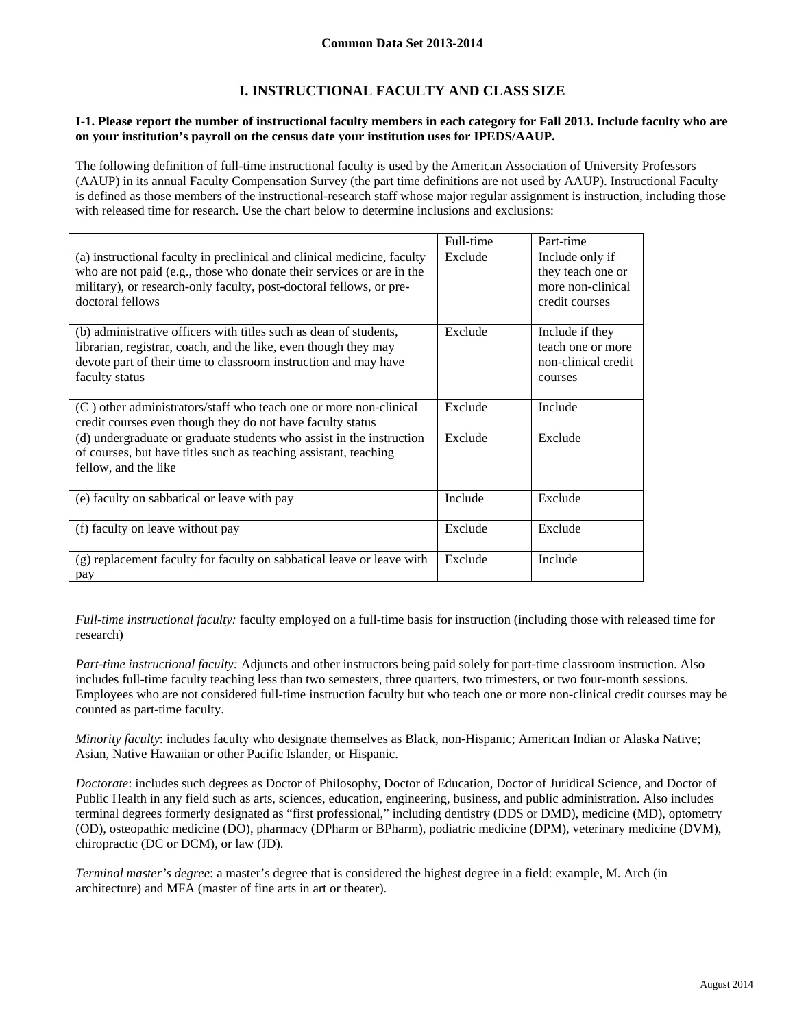**Common Data Set 2013-2014**

# I. INSTRUCTIONAL FACULTY AND CLASS SIZE

**I-1. Please report the number of instructional faculty members in each category for Fall 2013. Include faculty who are on your institution's payroll on the census date your institution uses for IPEDS/AAUP.**

The following definition of full-time instructional faculty is used by the American Association of University Professors (AAUP) in its annual Faculty Compensation Survey (the part time definitions are not used by AAUP). Instructional Faculty is defined as those members of the instructional-research staff whose major regular assignment is instruction, including those with released time for research. Use the chart below to determine inclusions and exclusions:

| | Full-time | Part-time |
|---|---|---|
| (a) instructional faculty in preclinical and clinical medicine, faculty who are not paid (e.g., those who donate their services or are in the military), or research-only faculty, post-doctoral fellows, or pre-doctoral fellows | Exclude | Include only if they teach one or more non-clinical credit courses |
| (b) administrative officers with titles such as dean of students, librarian, registrar, coach, and the like, even though they may devote part of their time to classroom instruction and may have faculty status | Exclude | Include if they teach one or more non-clinical credit courses |
| (C ) other administrators/staff who teach one or more non-clinical credit courses even though they do not have faculty status | Exclude | Include |
| (d) undergraduate or graduate students who assist in the instruction of courses, but have titles such as teaching assistant, teaching fellow, and the like | Exclude | Exclude |
| (e) faculty on sabbatical or leave with pay | Include | Exclude |
| (f) faculty on leave without pay | Exclude | Exclude |
| (g) replacement faculty for faculty on sabbatical leave or leave with pay | Exclude | Include |

*Full-time instructional faculty:* faculty employed on a full-time basis for instruction (including those with released time for research)

*Part-time instructional faculty:* Adjuncts and other instructors being paid solely for part-time classroom instruction. Also includes full-time faculty teaching less than two semesters, three quarters, two trimesters, or two four-month sessions. Employees who are not considered full-time instruction faculty but who teach one or more non-clinical credit courses may be counted as part-time faculty.

*Minority faculty*: includes faculty who designate themselves as Black, non-Hispanic; American Indian or Alaska Native; Asian, Native Hawaiian or other Pacific Islander, or Hispanic.

*Doctorate*: includes such degrees as Doctor of Philosophy, Doctor of Education, Doctor of Juridical Science, and Doctor of Public Health in any field such as arts, sciences, education, engineering, business, and public administration. Also includes terminal degrees formerly designated as "first professional," including dentistry (DDS or DMD), medicine (MD), optometry (OD), osteopathic medicine (DO), pharmacy (DPharm or BPharm), podiatric medicine (DPM), veterinary medicine (DVM), chiropractic (DC or DCM), or law (JD).

*Terminal master's degree*: a master's degree that is considered the highest degree in a field: example, M. Arch (in architecture) and MFA (master of fine arts in art or theater).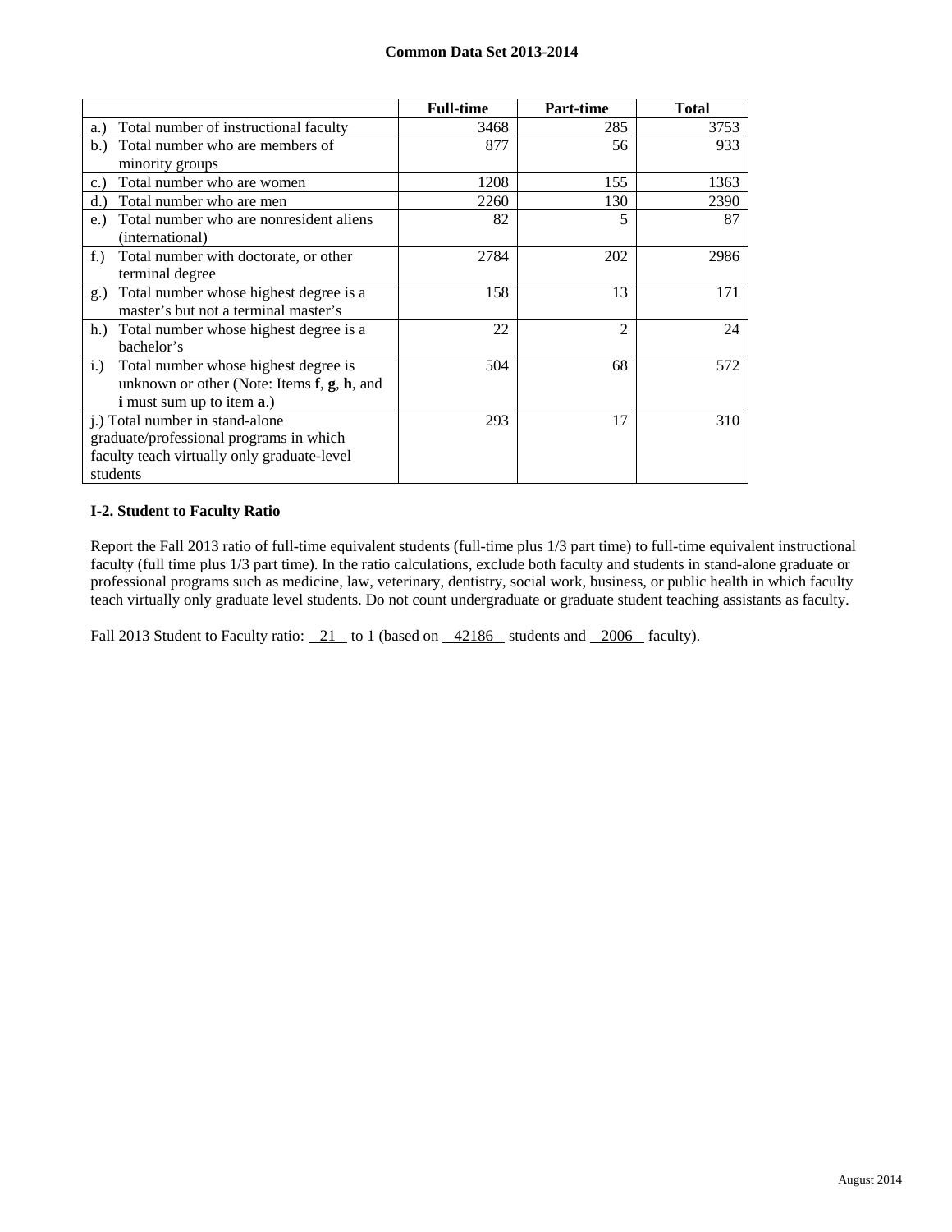| | Full-time | Part-time | Total |
|---|---|---|---|
| a.) Total number of instructional faculty | 3468 | 285 | 3753 |
| b.) Total number who are members of minority groups | 877 | 56 | 933 |
| c.) Total number who are women | 1208 | 155 | 1363 |
| d.) Total number who are men | 2260 | 130 | 2390 |
| e.) Total number who are nonresident aliens (international) | 82 | 5 | 87 |
| f.) Total number with doctorate, or other terminal degree | 2784 | 202 | 2986 |
| g.) Total number whose highest degree is a master's but not a terminal master's | 158 | 13 | 171 |
| h.) Total number whose highest degree is a bachelor's | 22 | 2 | 24 |
| i.) Total number whose highest degree is unknown or other (Note: Items **f**, **g**, **h**, and **i** must sum up to item **a**.) | 504 | 68 | 572 |
| j.) Total number in stand-alone graduate/professional programs in which faculty teach virtually only graduate-level students | 293 | 17 | 310 |

### I-2. Student to Faculty Ratio

Report the Fall 2013 ratio of full-time equivalent students (full-time plus 1/3 part time) to full-time equivalent instructional faculty (full time plus 1/3 part time). In the ratio calculations, exclude both faculty and students in stand-alone graduate or professional programs such as medicine, law, veterinary, dentistry, social work, business, or public health in which faculty teach virtually only graduate level students. Do not count undergraduate or graduate student teaching assistants as faculty.

Fall 2013 Student to Faculty ratio: 21 to 1 (based on 42186 students and 2006 faculty).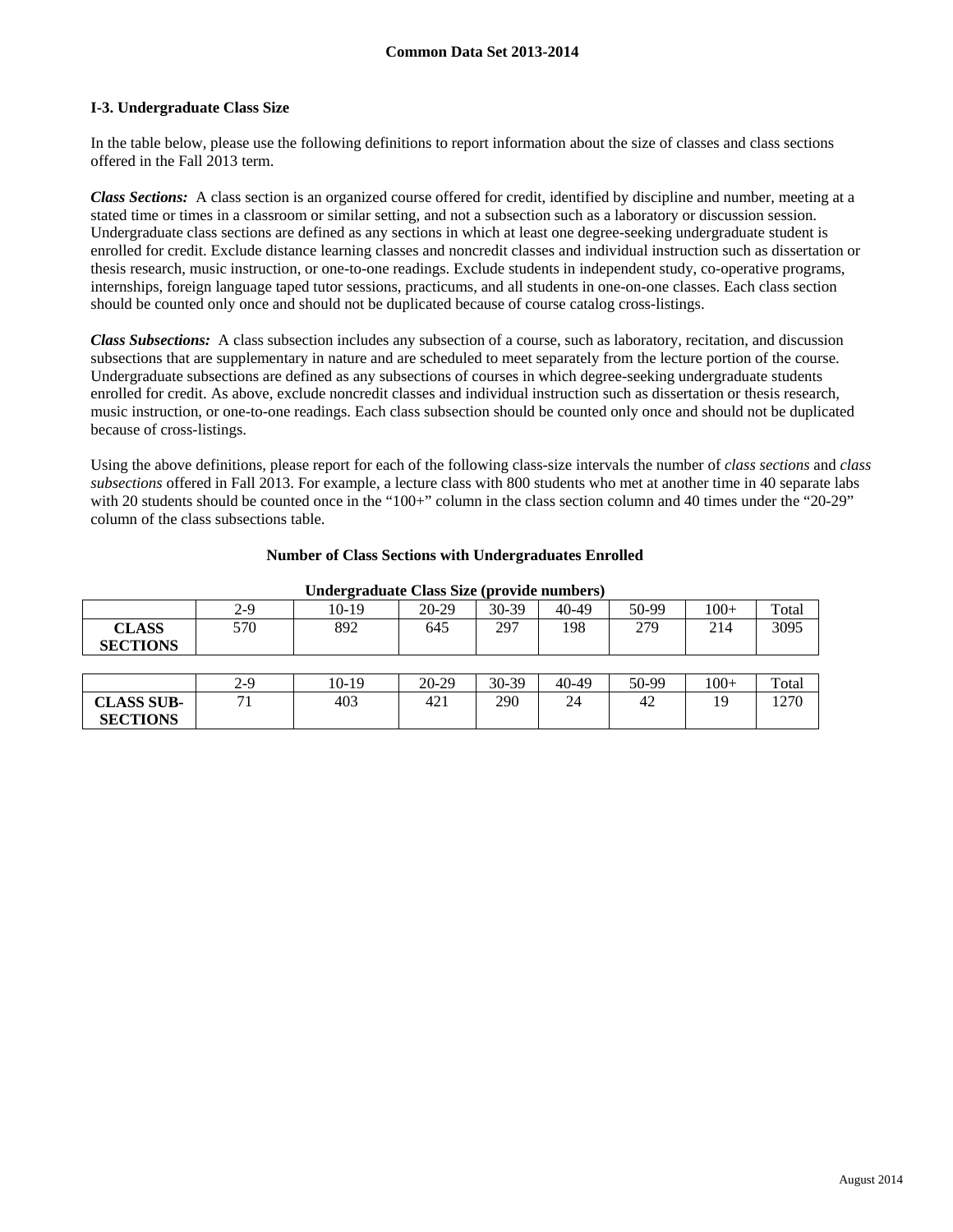## I-3. Undergraduate Class Size

In the table below, please use the following definitions to report information about the size of classes and class sections offered in the Fall 2013 term.

***Class Sections:*** A class section is an organized course offered for credit, identified by discipline and number, meeting at a stated time or times in a classroom or similar setting, and not a subsection such as a laboratory or discussion session. Undergraduate class sections are defined as any sections in which at least one degree-seeking undergraduate student is enrolled for credit. Exclude distance learning classes and noncredit classes and individual instruction such as dissertation or thesis research, music instruction, or one-to-one readings. Exclude students in independent study, co-operative programs, internships, foreign language taped tutor sessions, practicums, and all students in one-on-one classes. Each class section should be counted only once and should not be duplicated because of course catalog cross-listings.

***Class Subsections:*** A class subsection includes any subsection of a course, such as laboratory, recitation, and discussion subsections that are supplementary in nature and are scheduled to meet separately from the lecture portion of the course. Undergraduate subsections are defined as any subsections of courses in which degree-seeking undergraduate students enrolled for credit. As above, exclude noncredit classes and individual instruction such as dissertation or thesis research, music instruction, or one-to-one readings. Each class subsection should be counted only once and should not be duplicated because of cross-listings.

Using the above definitions, please report for each of the following class-size intervals the number of *class sections* and *class subsections* offered in Fall 2013. For example, a lecture class with 800 students who met at another time in 40 separate labs with 20 students should be counted once in the "100+" column in the class section column and 40 times under the "20-29" column of the class subsections table.

**Number of Class Sections with Undergraduates Enrolled**

**Undergraduate Class Size (provide numbers)**

| | 2-9 | 10-19 | 20-29 | 30-39 | 40-49 | 50-99 | 100+ | Total |
|---|---|---|---|---|---|---|---|---|
| **CLASS SECTIONS** | 570 | 892 | 645 | 297 | 198 | 279 | 214 | 3095 |

| | 2-9 | 10-19 | 20-29 | 30-39 | 40-49 | 50-99 | 100+ | Total |
|---|---|---|---|---|---|---|---|---|
| **CLASS SUB-SECTIONS** | 71 | 403 | 421 | 290 | 24 | 42 | 19 | 1270 |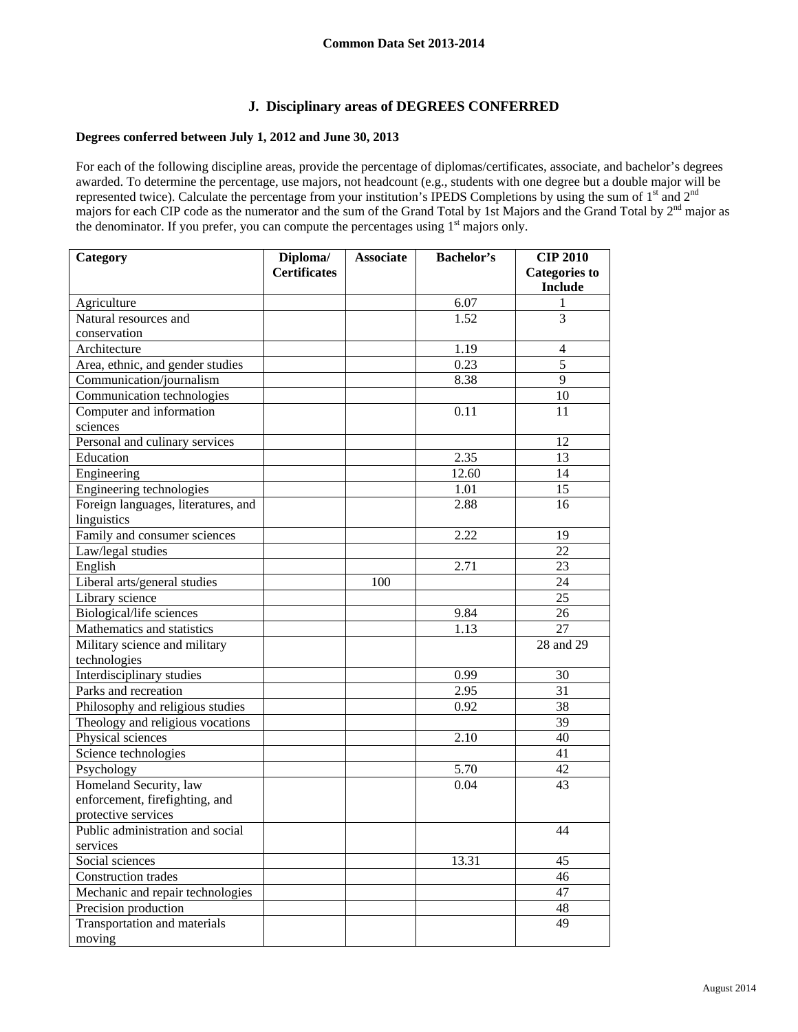## J. Disciplinary areas of DEGREES CONFERRED

**Degrees conferred between July 1, 2012 and June 30, 2013**

For each of the following discipline areas, provide the percentage of diplomas/certificates, associate, and bachelor's degrees awarded. To determine the percentage, use majors, not headcount (e.g., students with one degree but a double major will be represented twice). Calculate the percentage from your institution's IPEDS Completions by using the sum of 1st and 2nd majors for each CIP code as the numerator and the sum of the Grand Total by 1st Majors and the Grand Total by 2nd major as the denominator. If you prefer, you can compute the percentages using 1st majors only.

| Category | Diploma/ Certificates | Associate | Bachelor's | CIP 2010 Categories to Include |
|---|---|---|---|---|
| Agriculture | | | 6.07 | 1 |
| Natural resources and conservation | | | 1.52 | 3 |
| Architecture | | | 1.19 | 4 |
| Area, ethnic, and gender studies | | | 0.23 | 5 |
| Communication/journalism | | | 8.38 | 9 |
| Communication technologies | | | | 10 |
| Computer and information sciences | | | 0.11 | 11 |
| Personal and culinary services | | | | 12 |
| Education | | | 2.35 | 13 |
| Engineering | | | 12.60 | 14 |
| Engineering technologies | | | 1.01 | 15 |
| Foreign languages, literatures, and linguistics | | | 2.88 | 16 |
| Family and consumer sciences | | | 2.22 | 19 |
| Law/legal studies | | | | 22 |
| English | | | 2.71 | 23 |
| Liberal arts/general studies | | 100 | | 24 |
| Library science | | | | 25 |
| Biological/life sciences | | | 9.84 | 26 |
| Mathematics and statistics | | | 1.13 | 27 |
| Military science and military technologies | | | | 28 and 29 |
| Interdisciplinary studies | | | 0.99 | 30 |
| Parks and recreation | | | 2.95 | 31 |
| Philosophy and religious studies | | | 0.92 | 38 |
| Theology and religious vocations | | | | 39 |
| Physical sciences | | | 2.10 | 40 |
| Science technologies | | | | 41 |
| Psychology | | | 5.70 | 42 |
| Homeland Security, law enforcement, firefighting, and protective services | | | 0.04 | 43 |
| Public administration and social services | | | | 44 |
| Social sciences | | | 13.31 | 45 |
| Construction trades | | | | 46 |
| Mechanic and repair technologies | | | | 47 |
| Precision production | | | | 48 |
| Transportation and materials moving | | | | 49 |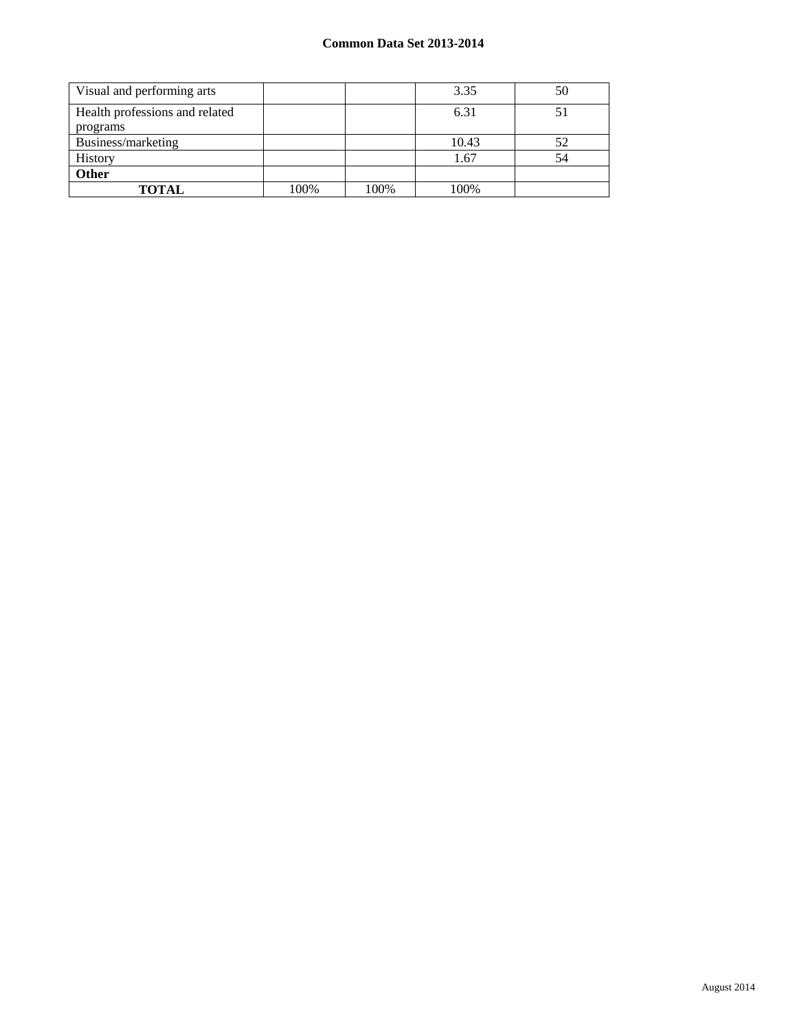| | | | | |
|---|---|---|---|---|
| Visual and performing arts | | | 3.35 | 50 |
| Health professions and related programs | | | 6.31 | 51 |
| Business/marketing | | | 10.43 | 52 |
| History | | | 1.67 | 54 |
| **Other** | | | | |
| **TOTAL** | 100% | 100% | 100% | |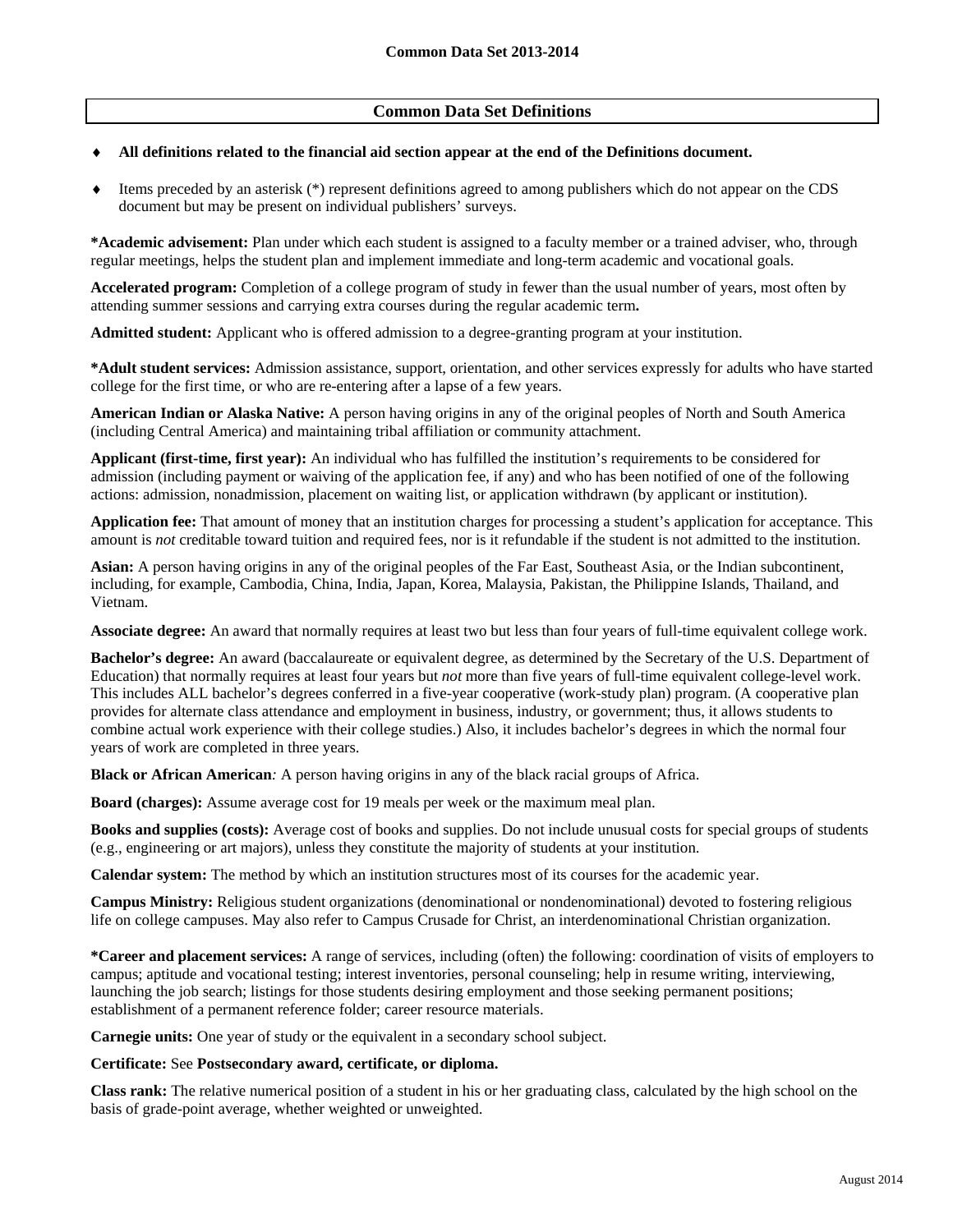## Common Data Set Definitions

- **All definitions related to the financial aid section appear at the end of the Definitions document.**
- Items preceded by an asterisk (*) represent definitions agreed to among publishers which do not appear on the CDS document but may be present on individual publishers' surveys.

***Academic advisement:** Plan under which each student is assigned to a faculty member or a trained adviser, who, through regular meetings, helps the student plan and implement immediate and long-term academic and vocational goals.

**Accelerated program:** Completion of a college program of study in fewer than the usual number of years, most often by attending summer sessions and carrying extra courses during the regular academic term**.**

**Admitted student:** Applicant who is offered admission to a degree-granting program at your institution.

***Adult student services:** Admission assistance, support, orientation, and other services expressly for adults who have started college for the first time, or who are re-entering after a lapse of a few years.

**American Indian or Alaska Native:** A person having origins in any of the original peoples of North and South America (including Central America) and maintaining tribal affiliation or community attachment.

**Applicant (first-time, first year):** An individual who has fulfilled the institution's requirements to be considered for admission (including payment or waiving of the application fee, if any) and who has been notified of one of the following actions: admission, nonadmission, placement on waiting list, or application withdrawn (by applicant or institution).

**Application fee:** That amount of money that an institution charges for processing a student's application for acceptance. This amount is *not* creditable toward tuition and required fees, nor is it refundable if the student is not admitted to the institution.

**Asian:** A person having origins in any of the original peoples of the Far East, Southeast Asia, or the Indian subcontinent, including, for example, Cambodia, China, India, Japan, Korea, Malaysia, Pakistan, the Philippine Islands, Thailand, and Vietnam.

**Associate degree:** An award that normally requires at least two but less than four years of full-time equivalent college work.

**Bachelor's degree:** An award (baccalaureate or equivalent degree, as determined by the Secretary of the U.S. Department of Education) that normally requires at least four years but *not* more than five years of full-time equivalent college-level work. This includes ALL bachelor's degrees conferred in a five-year cooperative (work-study plan) program. (A cooperative plan provides for alternate class attendance and employment in business, industry, or government; thus, it allows students to combine actual work experience with their college studies.) Also, it includes bachelor's degrees in which the normal four years of work are completed in three years.

**Black or African American***:* A person having origins in any of the black racial groups of Africa.

**Board (charges):** Assume average cost for 19 meals per week or the maximum meal plan.

**Books and supplies (costs):** Average cost of books and supplies. Do not include unusual costs for special groups of students (e.g., engineering or art majors), unless they constitute the majority of students at your institution.

**Calendar system:** The method by which an institution structures most of its courses for the academic year.

**Campus Ministry:** Religious student organizations (denominational or nondenominational) devoted to fostering religious life on college campuses. May also refer to Campus Crusade for Christ, an interdenominational Christian organization.

***Career and placement services:** A range of services, including (often) the following: coordination of visits of employers to campus; aptitude and vocational testing; interest inventories, personal counseling; help in resume writing, interviewing, launching the job search; listings for those students desiring employment and those seeking permanent positions; establishment of a permanent reference folder; career resource materials.

**Carnegie units:** One year of study or the equivalent in a secondary school subject.

**Certificate:** See **Postsecondary award, certificate, or diploma.**

**Class rank:** The relative numerical position of a student in his or her graduating class, calculated by the high school on the basis of grade-point average, whether weighted or unweighted.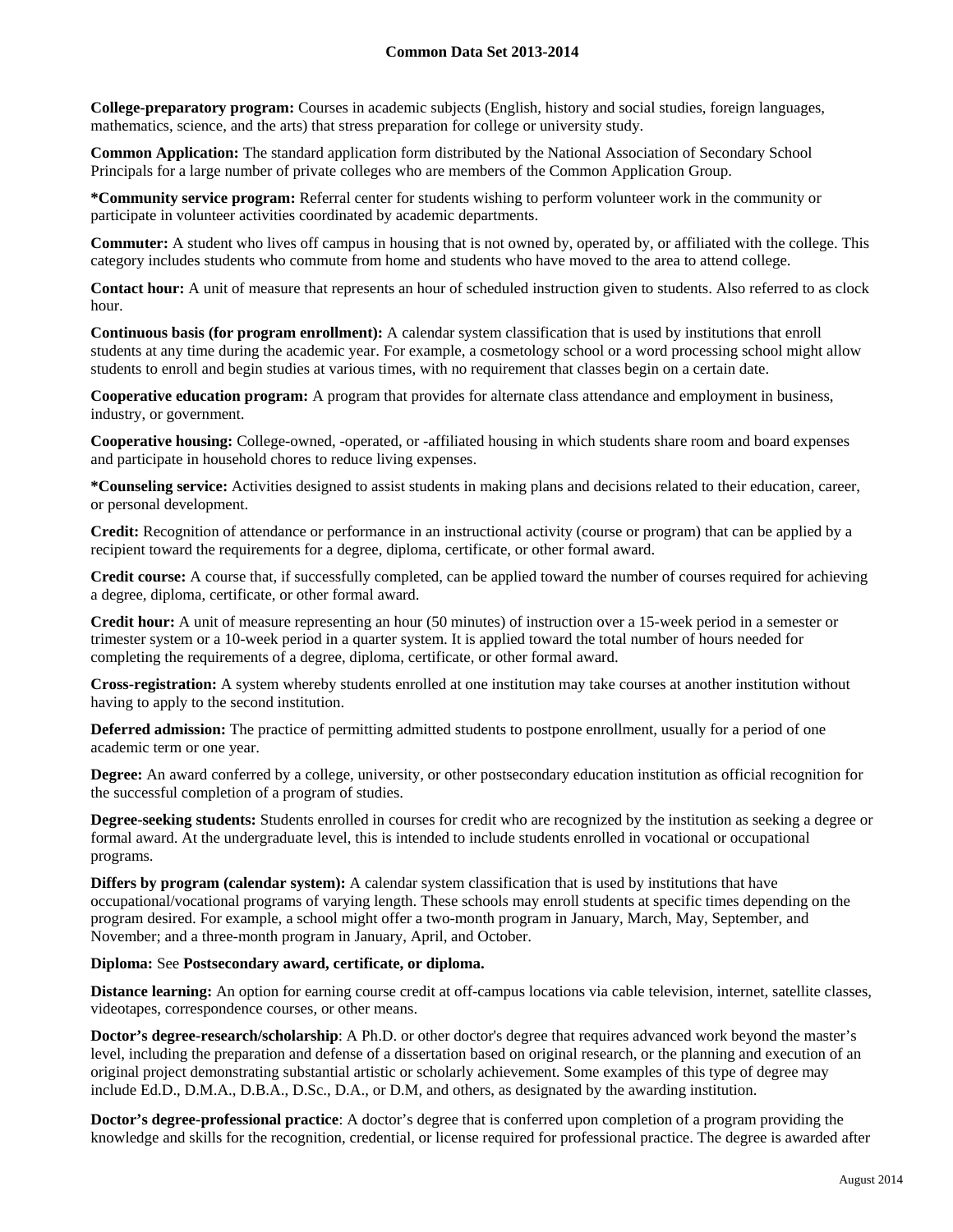**College-preparatory program:** Courses in academic subjects (English, history and social studies, foreign languages, mathematics, science, and the arts) that stress preparation for college or university study.

**Common Application:** The standard application form distributed by the National Association of Secondary School Principals for a large number of private colleges who are members of the Common Application Group.

***Community service program:** Referral center for students wishing to perform volunteer work in the community or participate in volunteer activities coordinated by academic departments.

**Commuter:** A student who lives off campus in housing that is not owned by, operated by, or affiliated with the college. This category includes students who commute from home and students who have moved to the area to attend college.

**Contact hour:** A unit of measure that represents an hour of scheduled instruction given to students. Also referred to as clock hour.

**Continuous basis (for program enrollment):** A calendar system classification that is used by institutions that enroll students at any time during the academic year. For example, a cosmetology school or a word processing school might allow students to enroll and begin studies at various times, with no requirement that classes begin on a certain date.

**Cooperative education program:** A program that provides for alternate class attendance and employment in business, industry, or government.

**Cooperative housing:** College-owned, -operated, or -affiliated housing in which students share room and board expenses and participate in household chores to reduce living expenses.

***Counseling service:** Activities designed to assist students in making plans and decisions related to their education, career, or personal development.

**Credit:** Recognition of attendance or performance in an instructional activity (course or program) that can be applied by a recipient toward the requirements for a degree, diploma, certificate, or other formal award.

**Credit course:** A course that, if successfully completed, can be applied toward the number of courses required for achieving a degree, diploma, certificate, or other formal award.

**Credit hour:** A unit of measure representing an hour (50 minutes) of instruction over a 15-week period in a semester or trimester system or a 10-week period in a quarter system. It is applied toward the total number of hours needed for completing the requirements of a degree, diploma, certificate, or other formal award.

**Cross-registration:** A system whereby students enrolled at one institution may take courses at another institution without having to apply to the second institution.

**Deferred admission:** The practice of permitting admitted students to postpone enrollment, usually for a period of one academic term or one year.

**Degree:** An award conferred by a college, university, or other postsecondary education institution as official recognition for the successful completion of a program of studies.

**Degree-seeking students:** Students enrolled in courses for credit who are recognized by the institution as seeking a degree or formal award. At the undergraduate level, this is intended to include students enrolled in vocational or occupational programs.

**Differs by program (calendar system):** A calendar system classification that is used by institutions that have occupational/vocational programs of varying length. These schools may enroll students at specific times depending on the program desired. For example, a school might offer a two-month program in January, March, May, September, and November; and a three-month program in January, April, and October.

**Diploma:** See **Postsecondary award, certificate, or diploma.**

**Distance learning:** An option for earning course credit at off-campus locations via cable television, internet, satellite classes, videotapes, correspondence courses, or other means.

**Doctor's degree-research/scholarship**: A Ph.D. or other doctor's degree that requires advanced work beyond the master's level, including the preparation and defense of a dissertation based on original research, or the planning and execution of an original project demonstrating substantial artistic or scholarly achievement. Some examples of this type of degree may include Ed.D., D.M.A., D.B.A., D.Sc., D.A., or D.M, and others, as designated by the awarding institution.

**Doctor's degree-professional practice**: A doctor's degree that is conferred upon completion of a program providing the knowledge and skills for the recognition, credential, or license required for professional practice. The degree is awarded after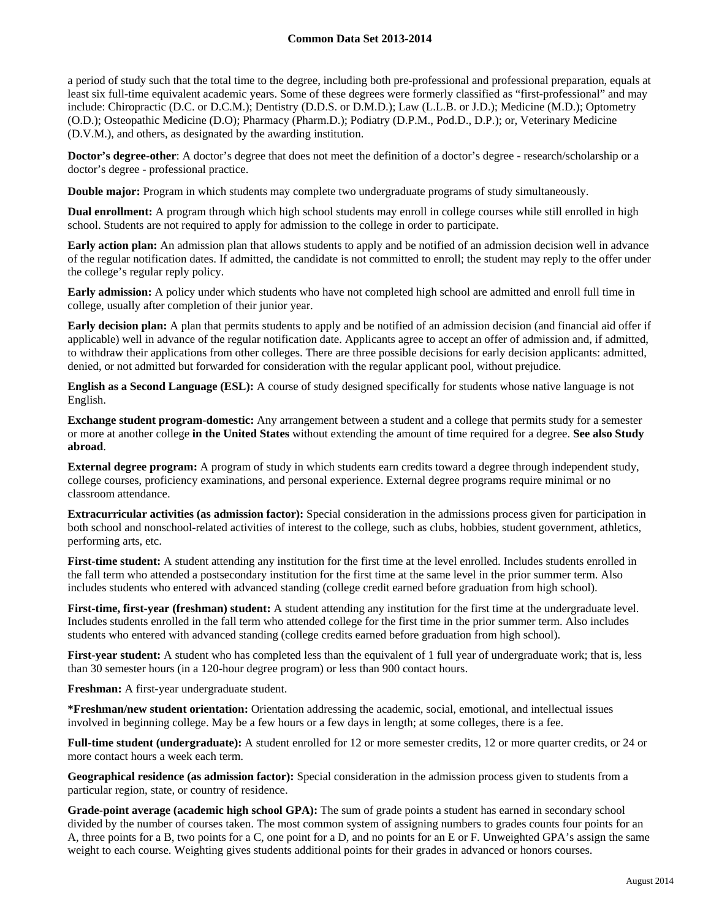a period of study such that the total time to the degree, including both pre-professional and professional preparation, equals at least six full-time equivalent academic years. Some of these degrees were formerly classified as "first-professional" and may include: Chiropractic (D.C. or D.C.M.); Dentistry (D.D.S. or D.M.D.); Law (L.L.B. or J.D.); Medicine (M.D.); Optometry (O.D.); Osteopathic Medicine (D.O); Pharmacy (Pharm.D.); Podiatry (D.P.M., Pod.D., D.P.); or, Veterinary Medicine (D.V.M.), and others, as designated by the awarding institution.

**Doctor's degree-other**: A doctor's degree that does not meet the definition of a doctor's degree - research/scholarship or a doctor's degree - professional practice.

**Double major:** Program in which students may complete two undergraduate programs of study simultaneously.

**Dual enrollment:** A program through which high school students may enroll in college courses while still enrolled in high school. Students are not required to apply for admission to the college in order to participate.

**Early action plan:** An admission plan that allows students to apply and be notified of an admission decision well in advance of the regular notification dates. If admitted, the candidate is not committed to enroll; the student may reply to the offer under the college's regular reply policy.

**Early admission:** A policy under which students who have not completed high school are admitted and enroll full time in college, usually after completion of their junior year.

**Early decision plan:** A plan that permits students to apply and be notified of an admission decision (and financial aid offer if applicable) well in advance of the regular notification date. Applicants agree to accept an offer of admission and, if admitted, to withdraw their applications from other colleges. There are three possible decisions for early decision applicants: admitted, denied, or not admitted but forwarded for consideration with the regular applicant pool, without prejudice.

**English as a Second Language (ESL):** A course of study designed specifically for students whose native language is not English.

**Exchange student program-domestic:** Any arrangement between a student and a college that permits study for a semester or more at another college **in the United States** without extending the amount of time required for a degree. **See also Study abroad**.

**External degree program:** A program of study in which students earn credits toward a degree through independent study, college courses, proficiency examinations, and personal experience. External degree programs require minimal or no classroom attendance.

**Extracurricular activities (as admission factor):** Special consideration in the admissions process given for participation in both school and nonschool-related activities of interest to the college, such as clubs, hobbies, student government, athletics, performing arts, etc.

**First-time student:** A student attending any institution for the first time at the level enrolled. Includes students enrolled in the fall term who attended a postsecondary institution for the first time at the same level in the prior summer term. Also includes students who entered with advanced standing (college credit earned before graduation from high school).

**First-time, first-year (freshman) student:** A student attending any institution for the first time at the undergraduate level. Includes students enrolled in the fall term who attended college for the first time in the prior summer term. Also includes students who entered with advanced standing (college credits earned before graduation from high school).

**First-year student:** A student who has completed less than the equivalent of 1 full year of undergraduate work; that is, less than 30 semester hours (in a 120-hour degree program) or less than 900 contact hours.

**Freshman:** A first-year undergraduate student.

**\*Freshman/new student orientation:** Orientation addressing the academic, social, emotional, and intellectual issues involved in beginning college. May be a few hours or a few days in length; at some colleges, there is a fee.

**Full-time student (undergraduate):** A student enrolled for 12 or more semester credits, 12 or more quarter credits, or 24 or more contact hours a week each term.

**Geographical residence (as admission factor):** Special consideration in the admission process given to students from a particular region, state, or country of residence.

**Grade-point average (academic high school GPA):** The sum of grade points a student has earned in secondary school divided by the number of courses taken. The most common system of assigning numbers to grades counts four points for an A, three points for a B, two points for a C, one point for a D, and no points for an E or F. Unweighted GPA's assign the same weight to each course. Weighting gives students additional points for their grades in advanced or honors courses.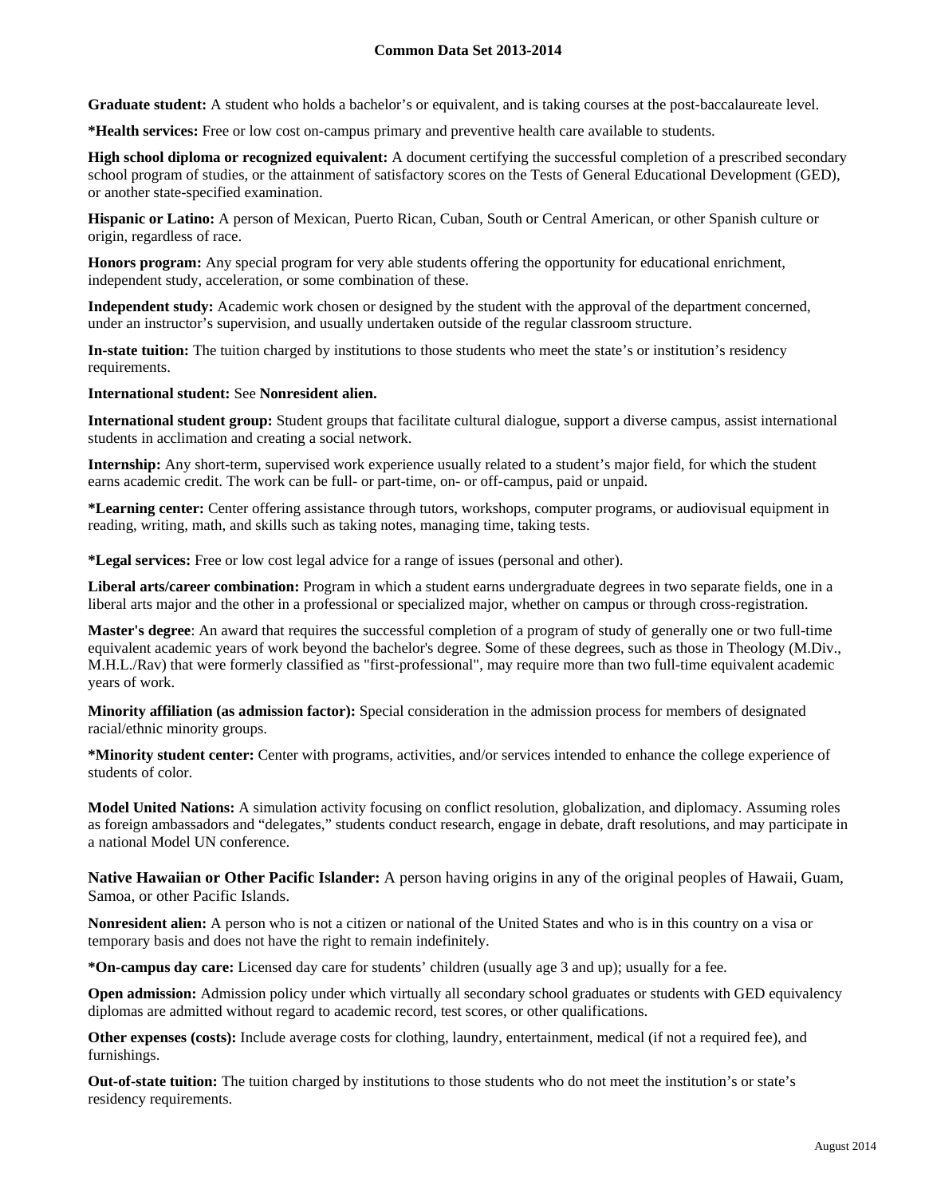**Graduate student:** A student who holds a bachelor's or equivalent, and is taking courses at the post-baccalaureate level.

***Health services:** Free or low cost on-campus primary and preventive health care available to students.

**High school diploma or recognized equivalent:** A document certifying the successful completion of a prescribed secondary school program of studies, or the attainment of satisfactory scores on the Tests of General Educational Development (GED), or another state-specified examination.

**Hispanic or Latino:** A person of Mexican, Puerto Rican, Cuban, South or Central American, or other Spanish culture or origin, regardless of race.

**Honors program:** Any special program for very able students offering the opportunity for educational enrichment, independent study, acceleration, or some combination of these.

**Independent study:** Academic work chosen or designed by the student with the approval of the department concerned, under an instructor's supervision, and usually undertaken outside of the regular classroom structure.

**In-state tuition:** The tuition charged by institutions to those students who meet the state's or institution's residency requirements.

**International student:** See **Nonresident alien.**

**International student group:** Student groups that facilitate cultural dialogue, support a diverse campus, assist international students in acclimation and creating a social network.

**Internship:** Any short-term, supervised work experience usually related to a student's major field, for which the student earns academic credit. The work can be full- or part-time, on- or off-campus, paid or unpaid.

***Learning center:** Center offering assistance through tutors, workshops, computer programs, or audiovisual equipment in reading, writing, math, and skills such as taking notes, managing time, taking tests.

***Legal services:** Free or low cost legal advice for a range of issues (personal and other).

**Liberal arts/career combination:** Program in which a student earns undergraduate degrees in two separate fields, one in a liberal arts major and the other in a professional or specialized major, whether on campus or through cross-registration.

**Master's degree**: An award that requires the successful completion of a program of study of generally one or two full-time equivalent academic years of work beyond the bachelor's degree. Some of these degrees, such as those in Theology (M.Div., M.H.L./Rav) that were formerly classified as "first-professional", may require more than two full-time equivalent academic years of work.

**Minority affiliation (as admission factor):** Special consideration in the admission process for members of designated racial/ethnic minority groups.

***Minority student center:** Center with programs, activities, and/or services intended to enhance the college experience of students of color.

**Model United Nations:** A simulation activity focusing on conflict resolution, globalization, and diplomacy. Assuming roles as foreign ambassadors and "delegates," students conduct research, engage in debate, draft resolutions, and may participate in a national Model UN conference.

**Native Hawaiian or Other Pacific Islander:** A person having origins in any of the original peoples of Hawaii, Guam, Samoa, or other Pacific Islands.

**Nonresident alien:** A person who is not a citizen or national of the United States and who is in this country on a visa or temporary basis and does not have the right to remain indefinitely.

***On-campus day care:** Licensed day care for students' children (usually age 3 and up); usually for a fee.

**Open admission:** Admission policy under which virtually all secondary school graduates or students with GED equivalency diplomas are admitted without regard to academic record, test scores, or other qualifications.

**Other expenses (costs):** Include average costs for clothing, laundry, entertainment, medical (if not a required fee), and furnishings.

**Out-of-state tuition:** The tuition charged by institutions to those students who do not meet the institution's or state's residency requirements.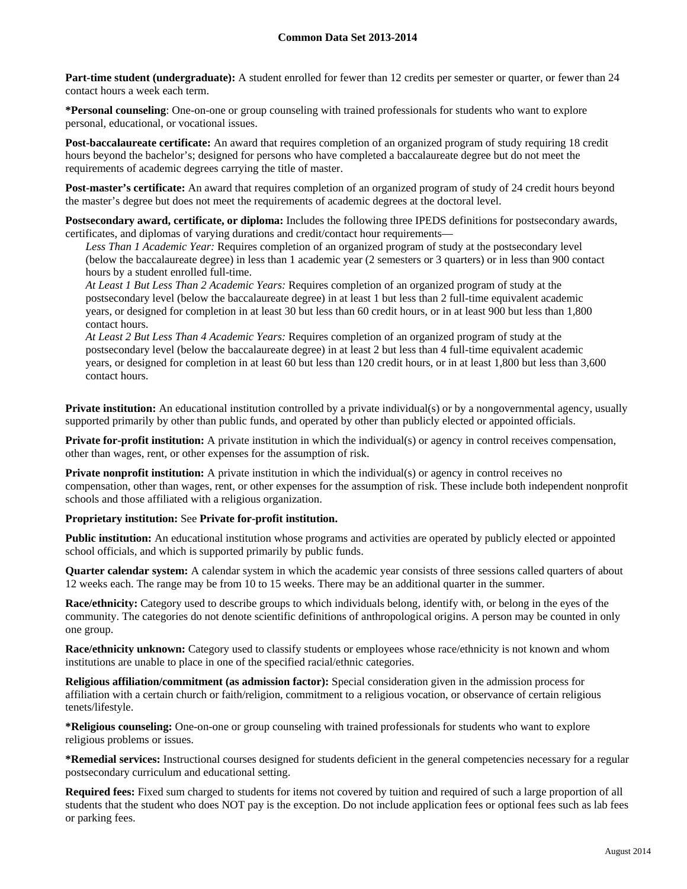**Part-time student (undergraduate):** A student enrolled for fewer than 12 credits per semester or quarter, or fewer than 24 contact hours a week each term.

***Personal counseling**: One-on-one or group counseling with trained professionals for students who want to explore personal, educational, or vocational issues.

**Post-baccalaureate certificate:** An award that requires completion of an organized program of study requiring 18 credit hours beyond the bachelor's; designed for persons who have completed a baccalaureate degree but do not meet the requirements of academic degrees carrying the title of master.

**Post-master's certificate:** An award that requires completion of an organized program of study of 24 credit hours beyond the master's degree but does not meet the requirements of academic degrees at the doctoral level.

**Postsecondary award, certificate, or diploma:** Includes the following three IPEDS definitions for postsecondary awards, certificates, and diplomas of varying durations and credit/contact hour requirements—

*Less Than 1 Academic Year:* Requires completion of an organized program of study at the postsecondary level (below the baccalaureate degree) in less than 1 academic year (2 semesters or 3 quarters) or in less than 900 contact hours by a student enrolled full-time.

*At Least 1 But Less Than 2 Academic Years:* Requires completion of an organized program of study at the postsecondary level (below the baccalaureate degree) in at least 1 but less than 2 full-time equivalent academic years, or designed for completion in at least 30 but less than 60 credit hours, or in at least 900 but less than 1,800 contact hours.

*At Least 2 But Less Than 4 Academic Years:* Requires completion of an organized program of study at the postsecondary level (below the baccalaureate degree) in at least 2 but less than 4 full-time equivalent academic years, or designed for completion in at least 60 but less than 120 credit hours, or in at least 1,800 but less than 3,600 contact hours.

**Private institution:** An educational institution controlled by a private individual(s) or by a nongovernmental agency, usually supported primarily by other than public funds, and operated by other than publicly elected or appointed officials.

**Private for-profit institution:** A private institution in which the individual(s) or agency in control receives compensation, other than wages, rent, or other expenses for the assumption of risk.

**Private nonprofit institution:** A private institution in which the individual(s) or agency in control receives no compensation, other than wages, rent, or other expenses for the assumption of risk. These include both independent nonprofit schools and those affiliated with a religious organization.

**Proprietary institution:** See **Private for-profit institution.**

**Public institution:** An educational institution whose programs and activities are operated by publicly elected or appointed school officials, and which is supported primarily by public funds.

**Quarter calendar system:** A calendar system in which the academic year consists of three sessions called quarters of about 12 weeks each. The range may be from 10 to 15 weeks. There may be an additional quarter in the summer.

**Race/ethnicity:** Category used to describe groups to which individuals belong, identify with, or belong in the eyes of the community. The categories do not denote scientific definitions of anthropological origins. A person may be counted in only one group.

**Race/ethnicity unknown:** Category used to classify students or employees whose race/ethnicity is not known and whom institutions are unable to place in one of the specified racial/ethnic categories.

**Religious affiliation/commitment (as admission factor):** Special consideration given in the admission process for affiliation with a certain church or faith/religion, commitment to a religious vocation, or observance of certain religious tenets/lifestyle.

***Religious counseling:** One-on-one or group counseling with trained professionals for students who want to explore religious problems or issues.

***Remedial services:** Instructional courses designed for students deficient in the general competencies necessary for a regular postsecondary curriculum and educational setting.

**Required fees:** Fixed sum charged to students for items not covered by tuition and required of such a large proportion of all students that the student who does NOT pay is the exception. Do not include application fees or optional fees such as lab fees or parking fees.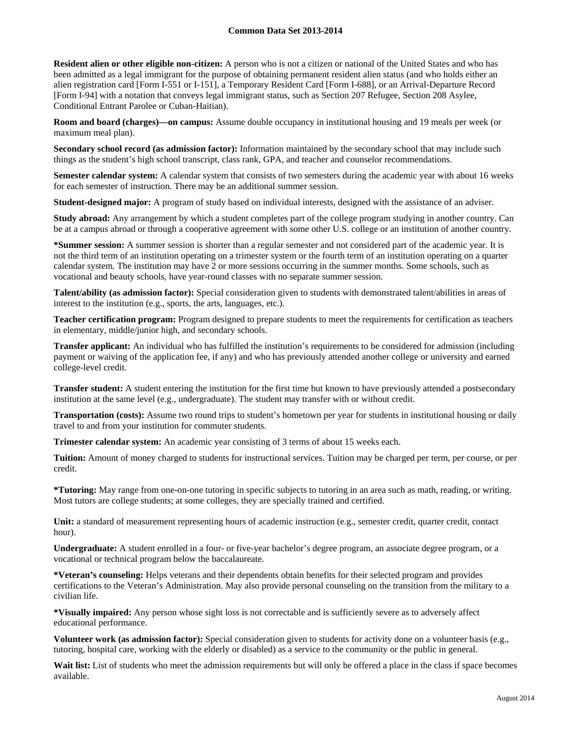**Resident alien or other eligible non-citizen:** A person who is not a citizen or national of the United States and who has been admitted as a legal immigrant for the purpose of obtaining permanent resident alien status (and who holds either an alien registration card [Form I-551 or I-151], a Temporary Resident Card [Form I-688], or an Arrival-Departure Record [Form I-94] with a notation that conveys legal immigrant status, such as Section 207 Refugee, Section 208 Asylee, Conditional Entrant Parolee or Cuban-Haitian).

**Room and board (charges)—on campus:** Assume double occupancy in institutional housing and 19 meals per week (or maximum meal plan).

**Secondary school record (as admission factor):** Information maintained by the secondary school that may include such things as the student's high school transcript, class rank, GPA, and teacher and counselor recommendations.

**Semester calendar system:** A calendar system that consists of two semesters during the academic year with about 16 weeks for each semester of instruction. There may be an additional summer session.

**Student-designed major:** A program of study based on individual interests, designed with the assistance of an adviser.

**Study abroad:** Any arrangement by which a student completes part of the college program studying in another country. Can be at a campus abroad or through a cooperative agreement with some other U.S. college or an institution of another country.

**\*Summer session:** A summer session is shorter than a regular semester and not considered part of the academic year. It is not the third term of an institution operating on a trimester system or the fourth term of an institution operating on a quarter calendar system. The institution may have 2 or more sessions occurring in the summer months. Some schools, such as vocational and beauty schools, have year-round classes with no separate summer session.

**Talent/ability (as admission factor):** Special consideration given to students with demonstrated talent/abilities in areas of interest to the institution (e.g., sports, the arts, languages, etc.).

**Teacher certification program:** Program designed to prepare students to meet the requirements for certification as teachers in elementary, middle/junior high, and secondary schools.

**Transfer applicant:** An individual who has fulfilled the institution's requirements to be considered for admission (including payment or waiving of the application fee, if any) and who has previously attended another college or university and earned college-level credit.

**Transfer student:** A student entering the institution for the first time but known to have previously attended a postsecondary institution at the same level (e.g., undergraduate). The student may transfer with or without credit.

**Transportation (costs):** Assume two round trips to student's hometown per year for students in institutional housing or daily travel to and from your institution for commuter students.

**Trimester calendar system:** An academic year consisting of 3 terms of about 15 weeks each.

**Tuition:** Amount of money charged to students for instructional services. Tuition may be charged per term, per course, or per credit.

**\*Tutoring:** May range from one-on-one tutoring in specific subjects to tutoring in an area such as math, reading, or writing. Most tutors are college students; at some colleges, they are specially trained and certified.

**Unit:** a standard of measurement representing hours of academic instruction (e.g., semester credit, quarter credit, contact hour).

**Undergraduate:** A student enrolled in a four- or five-year bachelor's degree program, an associate degree program, or a vocational or technical program below the baccalaureate.

**\*Veteran's counseling:** Helps veterans and their dependents obtain benefits for their selected program and provides certifications to the Veteran's Administration. May also provide personal counseling on the transition from the military to a civilian life.

**\*Visually impaired:** Any person whose sight loss is not correctable and is sufficiently severe as to adversely affect educational performance.

**Volunteer work (as admission factor):** Special consideration given to students for activity done on a volunteer basis (e.g., tutoring, hospital care, working with the elderly or disabled) as a service to the community or the public in general.

**Wait list:** List of students who meet the admission requirements but will only be offered a place in the class if space becomes available.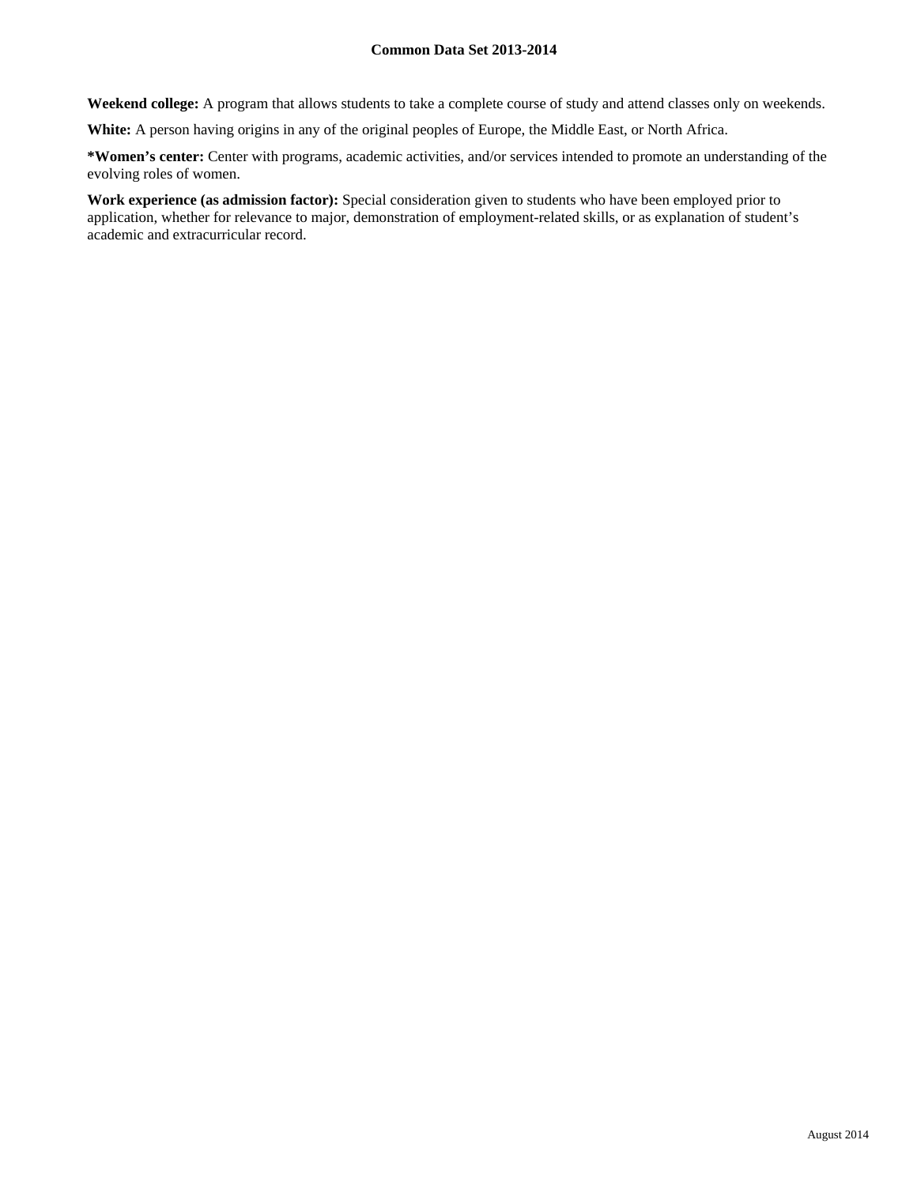**Weekend college:** A program that allows students to take a complete course of study and attend classes only on weekends.

**White:** A person having origins in any of the original peoples of Europe, the Middle East, or North Africa.

***Women's center:** Center with programs, academic activities, and/or services intended to promote an understanding of the evolving roles of women.

**Work experience (as admission factor):** Special consideration given to students who have been employed prior to application, whether for relevance to major, demonstration of employment-related skills, or as explanation of student's academic and extracurricular record.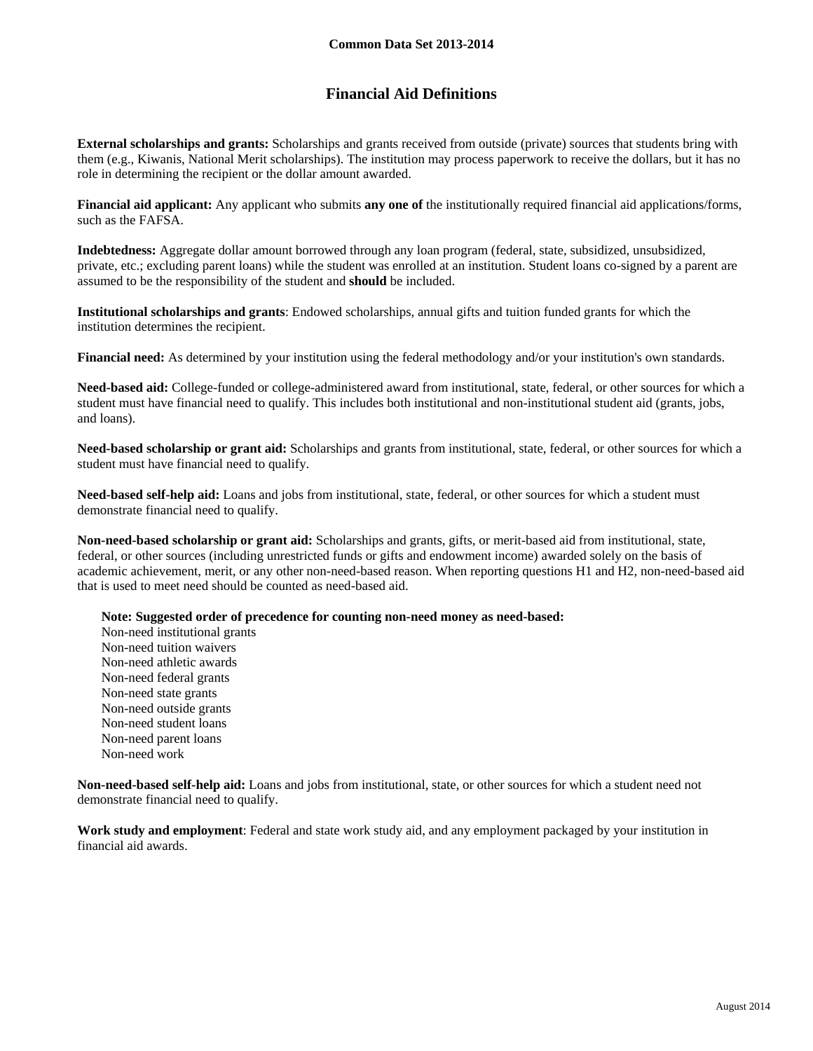## Financial Aid Definitions

**External scholarships and grants:** Scholarships and grants received from outside (private) sources that students bring with them (e.g., Kiwanis, National Merit scholarships). The institution may process paperwork to receive the dollars, but it has no role in determining the recipient or the dollar amount awarded.

**Financial aid applicant:** Any applicant who submits **any one of** the institutionally required financial aid applications/forms, such as the FAFSA.

**Indebtedness:** Aggregate dollar amount borrowed through any loan program (federal, state, subsidized, unsubsidized, private, etc.; excluding parent loans) while the student was enrolled at an institution. Student loans co-signed by a parent are assumed to be the responsibility of the student and **should** be included.

**Institutional scholarships and grants**: Endowed scholarships, annual gifts and tuition funded grants for which the institution determines the recipient.

**Financial need:** As determined by your institution using the federal methodology and/or your institution's own standards.

**Need-based aid:** College-funded or college-administered award from institutional, state, federal, or other sources for which a student must have financial need to qualify. This includes both institutional and non-institutional student aid (grants, jobs, and loans).

**Need-based scholarship or grant aid:** Scholarships and grants from institutional, state, federal, or other sources for which a student must have financial need to qualify.

**Need-based self-help aid:** Loans and jobs from institutional, state, federal, or other sources for which a student must demonstrate financial need to qualify.

**Non-need-based scholarship or grant aid:** Scholarships and grants, gifts, or merit-based aid from institutional, state, federal, or other sources (including unrestricted funds or gifts and endowment income) awarded solely on the basis of academic achievement, merit, or any other non-need-based reason. When reporting questions H1 and H2, non-need-based aid that is used to meet need should be counted as need-based aid.

**Note: Suggested order of precedence for counting non-need money as need-based:**
Non-need institutional grants
Non-need tuition waivers
Non-need athletic awards
Non-need federal grants
Non-need state grants
Non-need outside grants
Non-need student loans
Non-need parent loans
Non-need work

**Non-need-based self-help aid:** Loans and jobs from institutional, state, or other sources for which a student need not demonstrate financial need to qualify.

**Work study and employment**: Federal and state work study aid, and any employment packaged by your institution in financial aid awards.